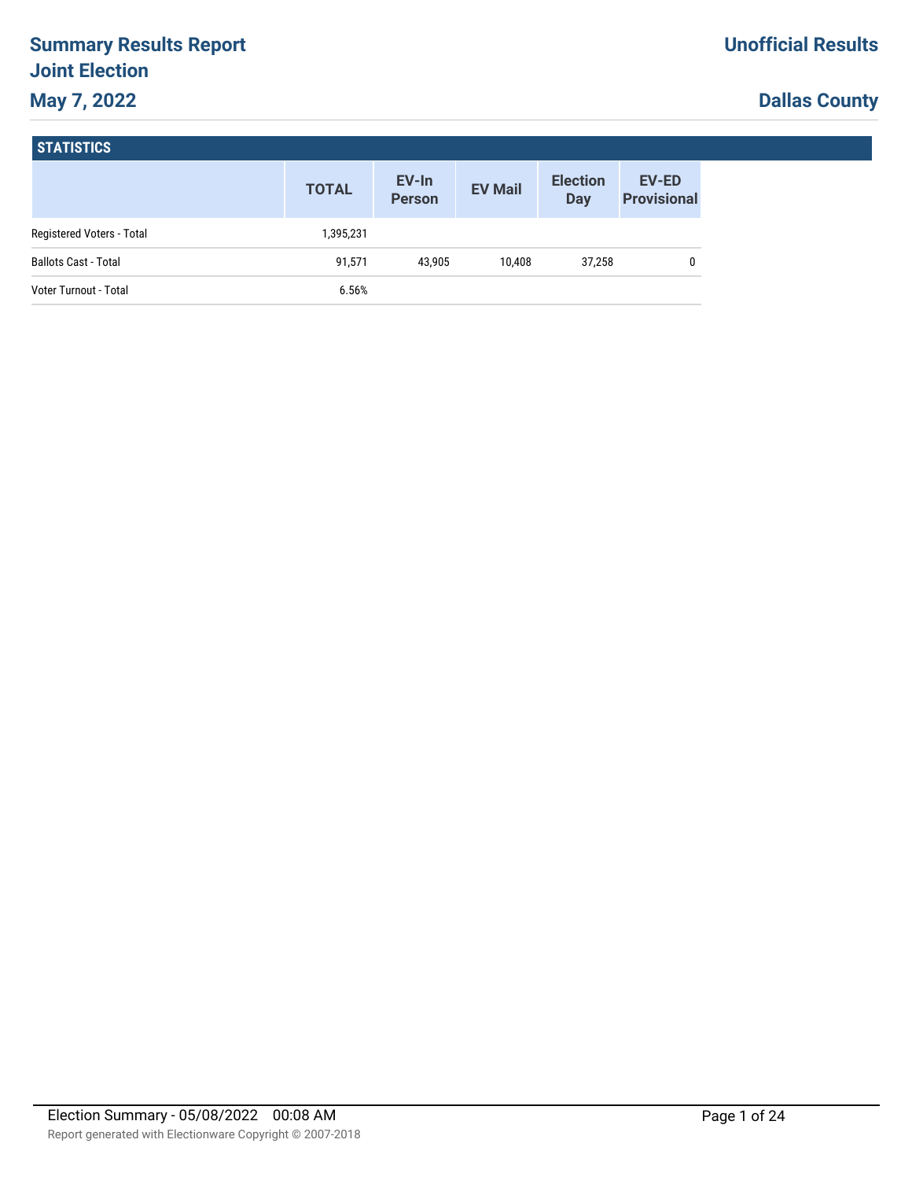# Summary Results Report
## Joint Election
## May 7, 2022

**Unofficial Results**

**Dallas County**

### STATISTICS

| | TOTAL | EV-In Person | EV Mail | Election Day | EV-ED Provisional |
|---|---|---|---|---|---|
| Registered Voters - Total | 1,395,231 | | | | |
| Ballots Cast - Total | 91,571 | 43,905 | 10,408 | 37,258 | 0 |
| Voter Turnout - Total | 6.56% | | | | |

Election Summary - 05/08/2022 00:08 AM

Report generated with Electionware Copyright © 2007-2018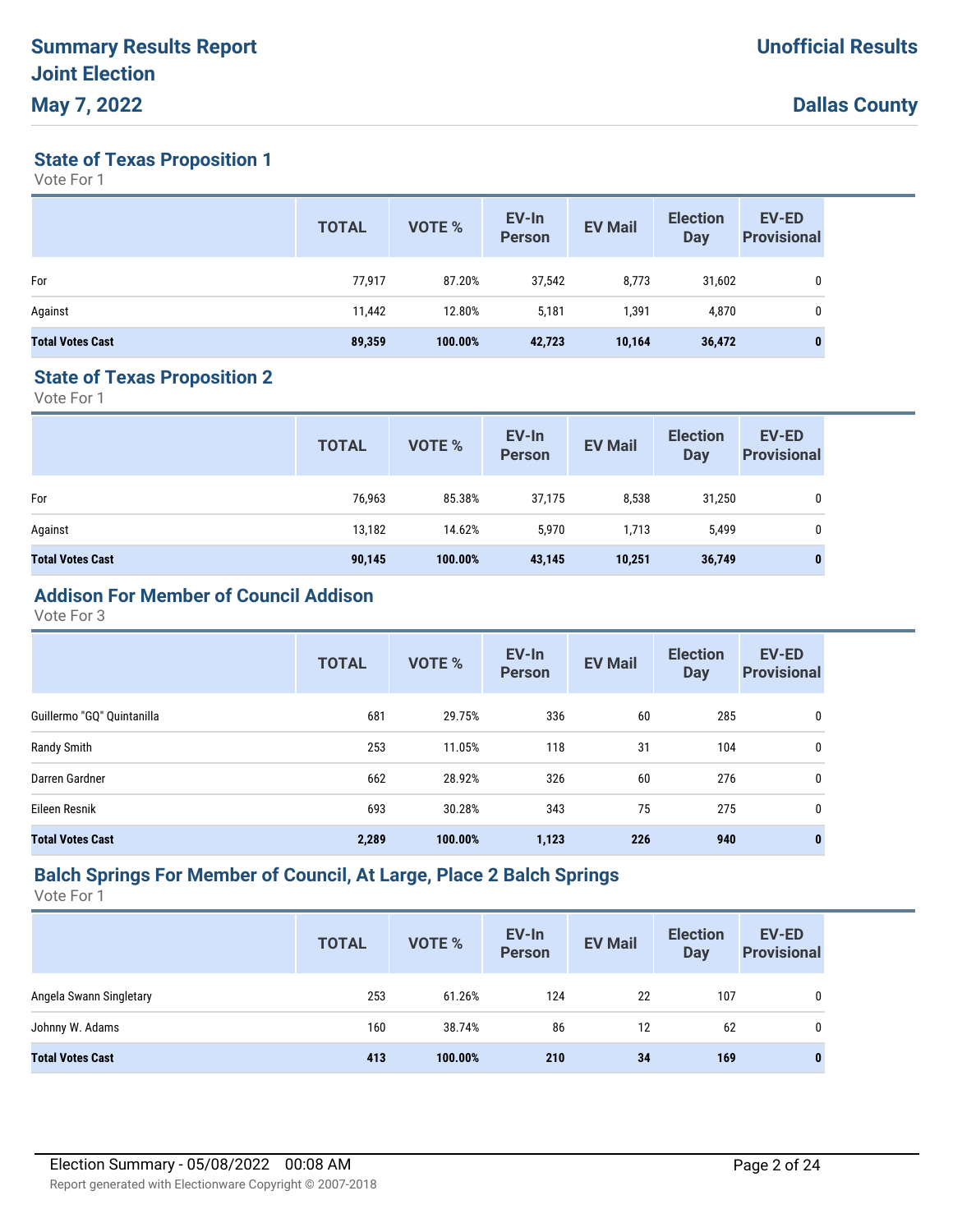# Summary Results Report
# Joint Election
# May 7, 2022

**Unofficial Results**

**Dallas County**

## State of Texas Proposition 1

Vote For 1

| | TOTAL | VOTE % | EV-In Person | EV Mail | Election Day | EV-ED Provisional |
|---|---|---|---|---|---|---|
| For | 77,917 | 87.20% | 37,542 | 8,773 | 31,602 | 0 |
| Against | 11,442 | 12.80% | 5,181 | 1,391 | 4,870 | 0 |
| **Total Votes Cast** | **89,359** | **100.00%** | **42,723** | **10,164** | **36,472** | **0** |

## State of Texas Proposition 2

Vote For 1

| | TOTAL | VOTE % | EV-In Person | EV Mail | Election Day | EV-ED Provisional |
|---|---|---|---|---|---|---|
| For | 76,963 | 85.38% | 37,175 | 8,538 | 31,250 | 0 |
| Against | 13,182 | 14.62% | 5,970 | 1,713 | 5,499 | 0 |
| **Total Votes Cast** | **90,145** | **100.00%** | **43,145** | **10,251** | **36,749** | **0** |

## Addison For Member of Council Addison

Vote For 3

| | TOTAL | VOTE % | EV-In Person | EV Mail | Election Day | EV-ED Provisional |
|---|---|---|---|---|---|---|
| Guillermo "GQ" Quintanilla | 681 | 29.75% | 336 | 60 | 285 | 0 |
| Randy Smith | 253 | 11.05% | 118 | 31 | 104 | 0 |
| Darren Gardner | 662 | 28.92% | 326 | 60 | 276 | 0 |
| Eileen Resnik | 693 | 30.28% | 343 | 75 | 275 | 0 |
| **Total Votes Cast** | **2,289** | **100.00%** | **1,123** | **226** | **940** | **0** |

## Balch Springs For Member of Council, At Large, Place 2 Balch Springs

Vote For 1

| | TOTAL | VOTE % | EV-In Person | EV Mail | Election Day | EV-ED Provisional |
|---|---|---|---|---|---|---|
| Angela Swann Singletary | 253 | 61.26% | 124 | 22 | 107 | 0 |
| Johnny W. Adams | 160 | 38.74% | 86 | 12 | 62 | 0 |
| **Total Votes Cast** | **413** | **100.00%** | **210** | **34** | **169** | **0** |

Election Summary - 05/08/2022 00:08 AM

Report generated with Electionware Copyright © 2007-2018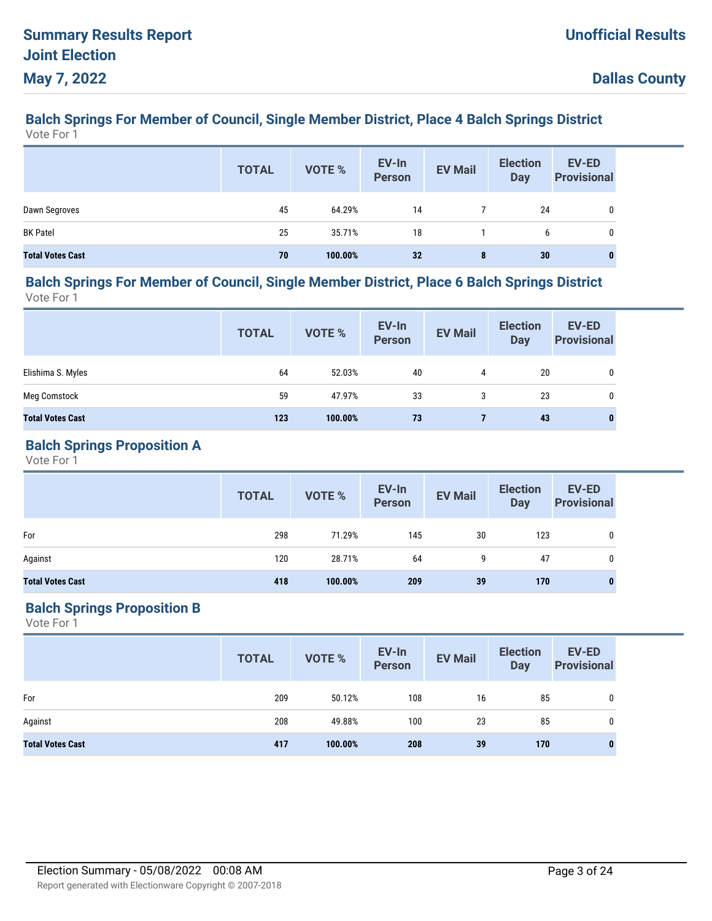## Balch Springs For Member of Council, Single Member District, Place 4 Balch Springs District

Vote For 1

| | TOTAL | VOTE % | EV-In Person | EV Mail | Election Day | EV-ED Provisional |
|---|---|---|---|---|---|---|
| Dawn Segroves | 45 | 64.29% | 14 | 7 | 24 | 0 |
| BK Patel | 25 | 35.71% | 18 | 1 | 6 | 0 |
| **Total Votes Cast** | **70** | **100.00%** | **32** | **8** | **30** | **0** |

## Balch Springs For Member of Council, Single Member District, Place 6 Balch Springs District

Vote For 1

| | TOTAL | VOTE % | EV-In Person | EV Mail | Election Day | EV-ED Provisional |
|---|---|---|---|---|---|---|
| Elishima S. Myles | 64 | 52.03% | 40 | 4 | 20 | 0 |
| Meg Comstock | 59 | 47.97% | 33 | 3 | 23 | 0 |
| **Total Votes Cast** | **123** | **100.00%** | **73** | **7** | **43** | **0** |

## Balch Springs Proposition A

Vote For 1

| | TOTAL | VOTE % | EV-In Person | EV Mail | Election Day | EV-ED Provisional |
|---|---|---|---|---|---|---|
| For | 298 | 71.29% | 145 | 30 | 123 | 0 |
| Against | 120 | 28.71% | 64 | 9 | 47 | 0 |
| **Total Votes Cast** | **418** | **100.00%** | **209** | **39** | **170** | **0** |

## Balch Springs Proposition B

Vote For 1

| | TOTAL | VOTE % | EV-In Person | EV Mail | Election Day | EV-ED Provisional |
|---|---|---|---|---|---|---|
| For | 209 | 50.12% | 108 | 16 | 85 | 0 |
| Against | 208 | 49.88% | 100 | 23 | 85 | 0 |
| **Total Votes Cast** | **417** | **100.00%** | **208** | **39** | **170** | **0** |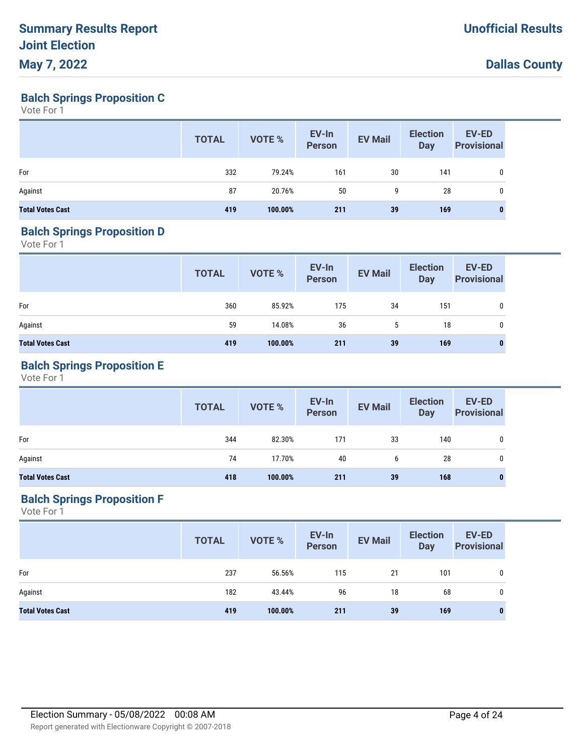## Balch Springs Proposition C

Vote For 1

| | TOTAL | VOTE % | EV-In Person | EV Mail | Election Day | EV-ED Provisional |
|---|---|---|---|---|---|---|
| For | 332 | 79.24% | 161 | 30 | 141 | 0 |
| Against | 87 | 20.76% | 50 | 9 | 28 | 0 |
| **Total Votes Cast** | **419** | **100.00%** | **211** | **39** | **169** | **0** |

## Balch Springs Proposition D

Vote For 1

| | TOTAL | VOTE % | EV-In Person | EV Mail | Election Day | EV-ED Provisional |
|---|---|---|---|---|---|---|
| For | 360 | 85.92% | 175 | 34 | 151 | 0 |
| Against | 59 | 14.08% | 36 | 5 | 18 | 0 |
| **Total Votes Cast** | **419** | **100.00%** | **211** | **39** | **169** | **0** |

## Balch Springs Proposition E

Vote For 1

| | TOTAL | VOTE % | EV-In Person | EV Mail | Election Day | EV-ED Provisional |
|---|---|---|---|---|---|---|
| For | 344 | 82.30% | 171 | 33 | 140 | 0 |
| Against | 74 | 17.70% | 40 | 6 | 28 | 0 |
| **Total Votes Cast** | **418** | **100.00%** | **211** | **39** | **168** | **0** |

## Balch Springs Proposition F

Vote For 1

| | TOTAL | VOTE % | EV-In Person | EV Mail | Election Day | EV-ED Provisional |
|---|---|---|---|---|---|---|
| For | 237 | 56.56% | 115 | 21 | 101 | 0 |
| Against | 182 | 43.44% | 96 | 18 | 68 | 0 |
| **Total Votes Cast** | **419** | **100.00%** | **211** | **39** | **169** | **0** |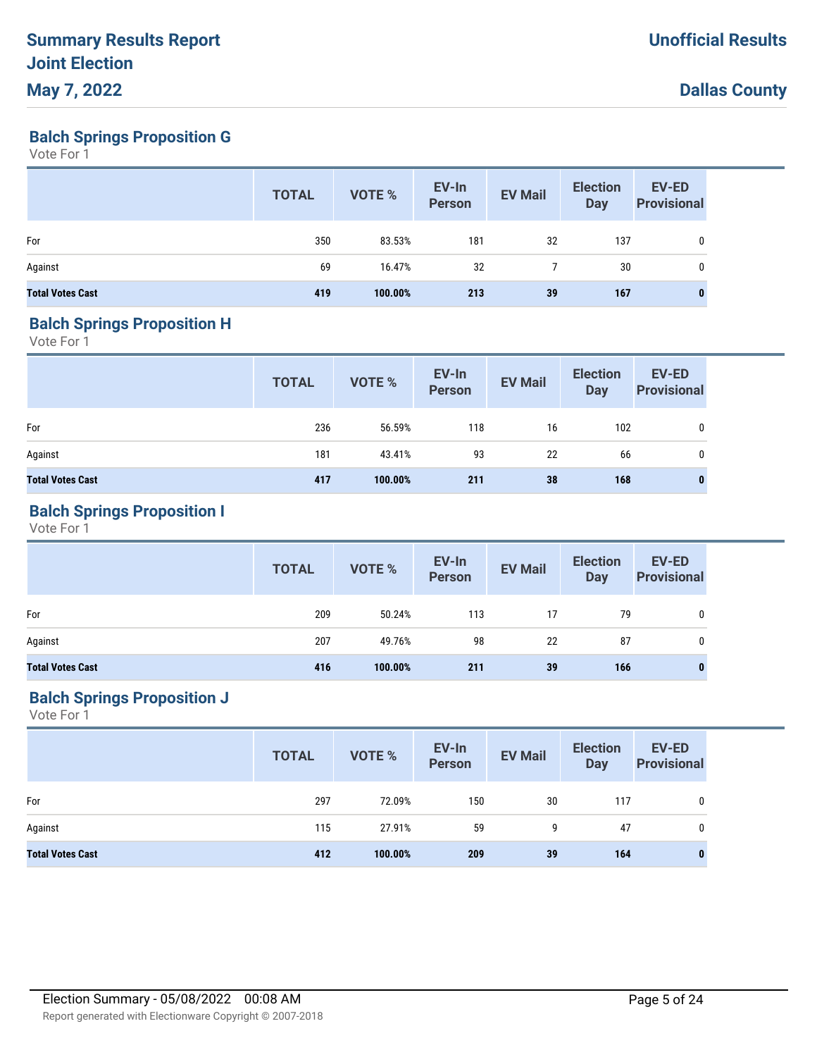# Summary Results Report
# Joint Election
# May 7, 2022

**Unofficial Results**

**Dallas County**

## Balch Springs Proposition G

Vote For 1

| | TOTAL | VOTE % | EV-In Person | EV Mail | Election Day | EV-ED Provisional |
|---|---|---|---|---|---|---|
| For | 350 | 83.53% | 181 | 32 | 137 | 0 |
| Against | 69 | 16.47% | 32 | 7 | 30 | 0 |
| **Total Votes Cast** | **419** | **100.00%** | **213** | **39** | **167** | **0** |

## Balch Springs Proposition H

Vote For 1

| | TOTAL | VOTE % | EV-In Person | EV Mail | Election Day | EV-ED Provisional |
|---|---|---|---|---|---|---|
| For | 236 | 56.59% | 118 | 16 | 102 | 0 |
| Against | 181 | 43.41% | 93 | 22 | 66 | 0 |
| **Total Votes Cast** | **417** | **100.00%** | **211** | **38** | **168** | **0** |

## Balch Springs Proposition I

Vote For 1

| | TOTAL | VOTE % | EV-In Person | EV Mail | Election Day | EV-ED Provisional |
|---|---|---|---|---|---|---|
| For | 209 | 50.24% | 113 | 17 | 79 | 0 |
| Against | 207 | 49.76% | 98 | 22 | 87 | 0 |
| **Total Votes Cast** | **416** | **100.00%** | **211** | **39** | **166** | **0** |

## Balch Springs Proposition J

Vote For 1

| | TOTAL | VOTE % | EV-In Person | EV Mail | Election Day | EV-ED Provisional |
|---|---|---|---|---|---|---|
| For | 297 | 72.09% | 150 | 30 | 117 | 0 |
| Against | 115 | 27.91% | 59 | 9 | 47 | 0 |
| **Total Votes Cast** | **412** | **100.00%** | **209** | **39** | **164** | **0** |

Election Summary - 05/08/2022 00:08 AM

Report generated with Electionware Copyright © 2007-2018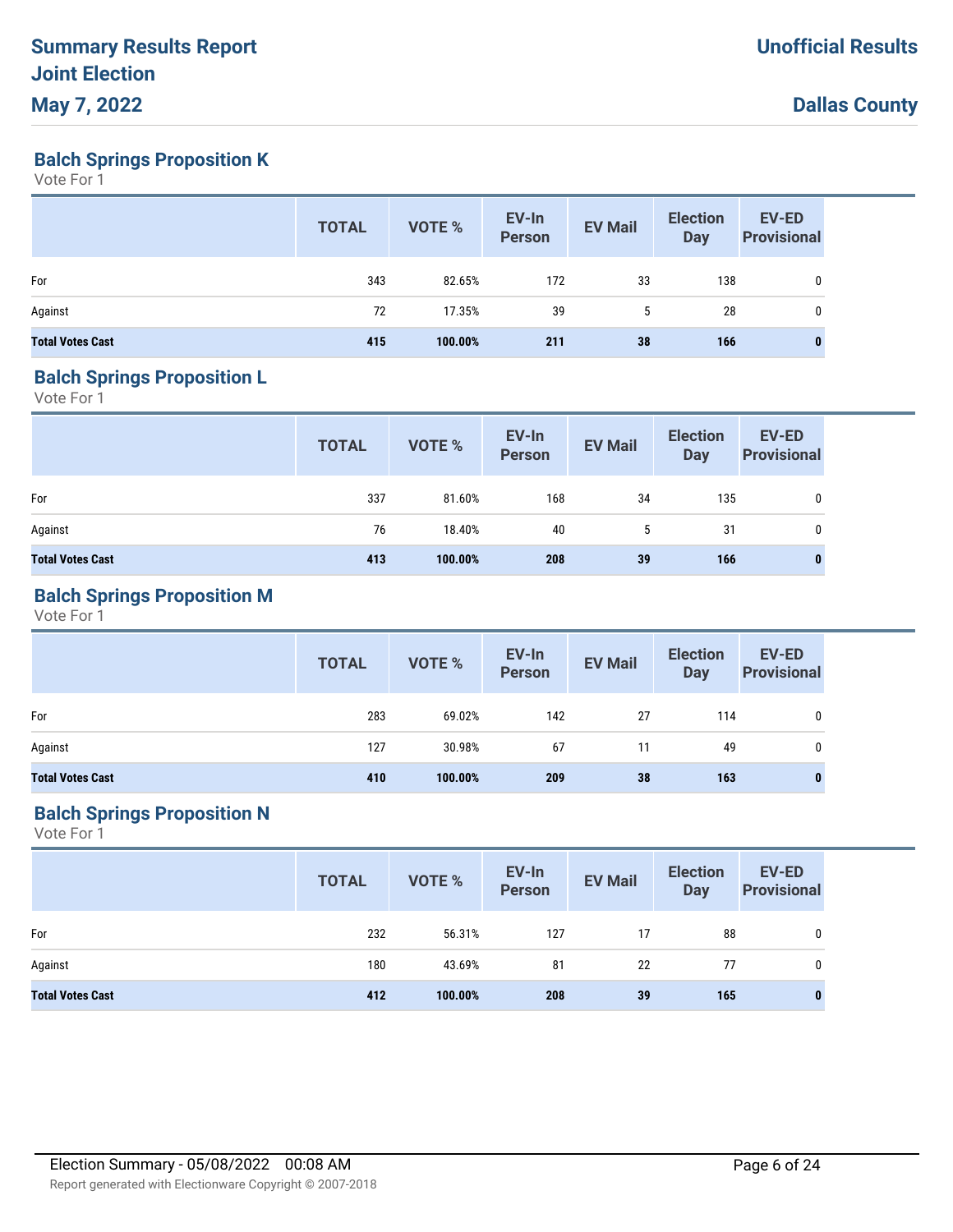## Balch Springs Proposition K

Vote For 1

| | TOTAL | VOTE % | EV-In Person | EV Mail | Election Day | EV-ED Provisional |
|---|---|---|---|---|---|---|
| For | 343 | 82.65% | 172 | 33 | 138 | 0 |
| Against | 72 | 17.35% | 39 | 5 | 28 | 0 |
| **Total Votes Cast** | **415** | **100.00%** | **211** | **38** | **166** | **0** |

## Balch Springs Proposition L

Vote For 1

| | TOTAL | VOTE % | EV-In Person | EV Mail | Election Day | EV-ED Provisional |
|---|---|---|---|---|---|---|
| For | 337 | 81.60% | 168 | 34 | 135 | 0 |
| Against | 76 | 18.40% | 40 | 5 | 31 | 0 |
| **Total Votes Cast** | **413** | **100.00%** | **208** | **39** | **166** | **0** |

## Balch Springs Proposition M

Vote For 1

| | TOTAL | VOTE % | EV-In Person | EV Mail | Election Day | EV-ED Provisional |
|---|---|---|---|---|---|---|
| For | 283 | 69.02% | 142 | 27 | 114 | 0 |
| Against | 127 | 30.98% | 67 | 11 | 49 | 0 |
| **Total Votes Cast** | **410** | **100.00%** | **209** | **38** | **163** | **0** |

## Balch Springs Proposition N

Vote For 1

| | TOTAL | VOTE % | EV-In Person | EV Mail | Election Day | EV-ED Provisional |
|---|---|---|---|---|---|---|
| For | 232 | 56.31% | 127 | 17 | 88 | 0 |
| Against | 180 | 43.69% | 81 | 22 | 77 | 0 |
| **Total Votes Cast** | **412** | **100.00%** | **208** | **39** | **165** | **0** |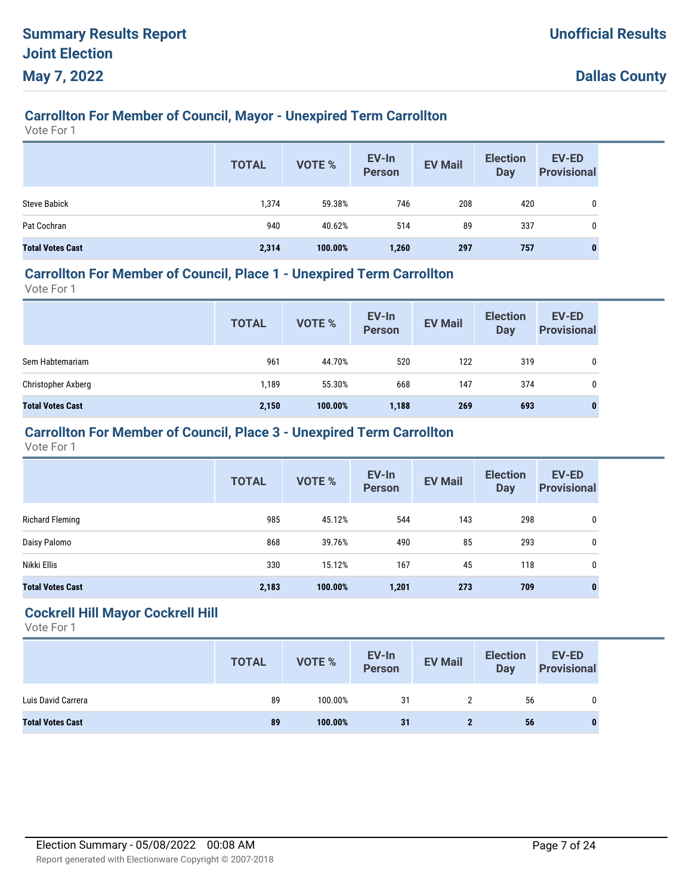## Carrollton For Member of Council, Mayor - Unexpired Term Carrollton

Vote For 1

| | TOTAL | VOTE % | EV-In Person | EV Mail | Election Day | EV-ED Provisional |
|---|---|---|---|---|---|---|
| Steve Babick | 1,374 | 59.38% | 746 | 208 | 420 | 0 |
| Pat Cochran | 940 | 40.62% | 514 | 89 | 337 | 0 |
| **Total Votes Cast** | **2,314** | **100.00%** | **1,260** | **297** | **757** | **0** |

## Carrollton For Member of Council, Place 1 - Unexpired Term Carrollton

Vote For 1

| | TOTAL | VOTE % | EV-In Person | EV Mail | Election Day | EV-ED Provisional |
|---|---|---|---|---|---|---|
| Sem Habtemariam | 961 | 44.70% | 520 | 122 | 319 | 0 |
| Christopher Axberg | 1,189 | 55.30% | 668 | 147 | 374 | 0 |
| **Total Votes Cast** | **2,150** | **100.00%** | **1,188** | **269** | **693** | **0** |

## Carrollton For Member of Council, Place 3 - Unexpired Term Carrollton

Vote For 1

| | TOTAL | VOTE % | EV-In Person | EV Mail | Election Day | EV-ED Provisional |
|---|---|---|---|---|---|---|
| Richard Fleming | 985 | 45.12% | 544 | 143 | 298 | 0 |
| Daisy Palomo | 868 | 39.76% | 490 | 85 | 293 | 0 |
| Nikki Ellis | 330 | 15.12% | 167 | 45 | 118 | 0 |
| **Total Votes Cast** | **2,183** | **100.00%** | **1,201** | **273** | **709** | **0** |

## Cockrell Hill Mayor Cockrell Hill

Vote For 1

| | TOTAL | VOTE % | EV-In Person | EV Mail | Election Day | EV-ED Provisional |
|---|---|---|---|---|---|---|
| Luis David Carrera | 89 | 100.00% | 31 | 2 | 56 | 0 |
| **Total Votes Cast** | **89** | **100.00%** | **31** | **2** | **56** | **0** |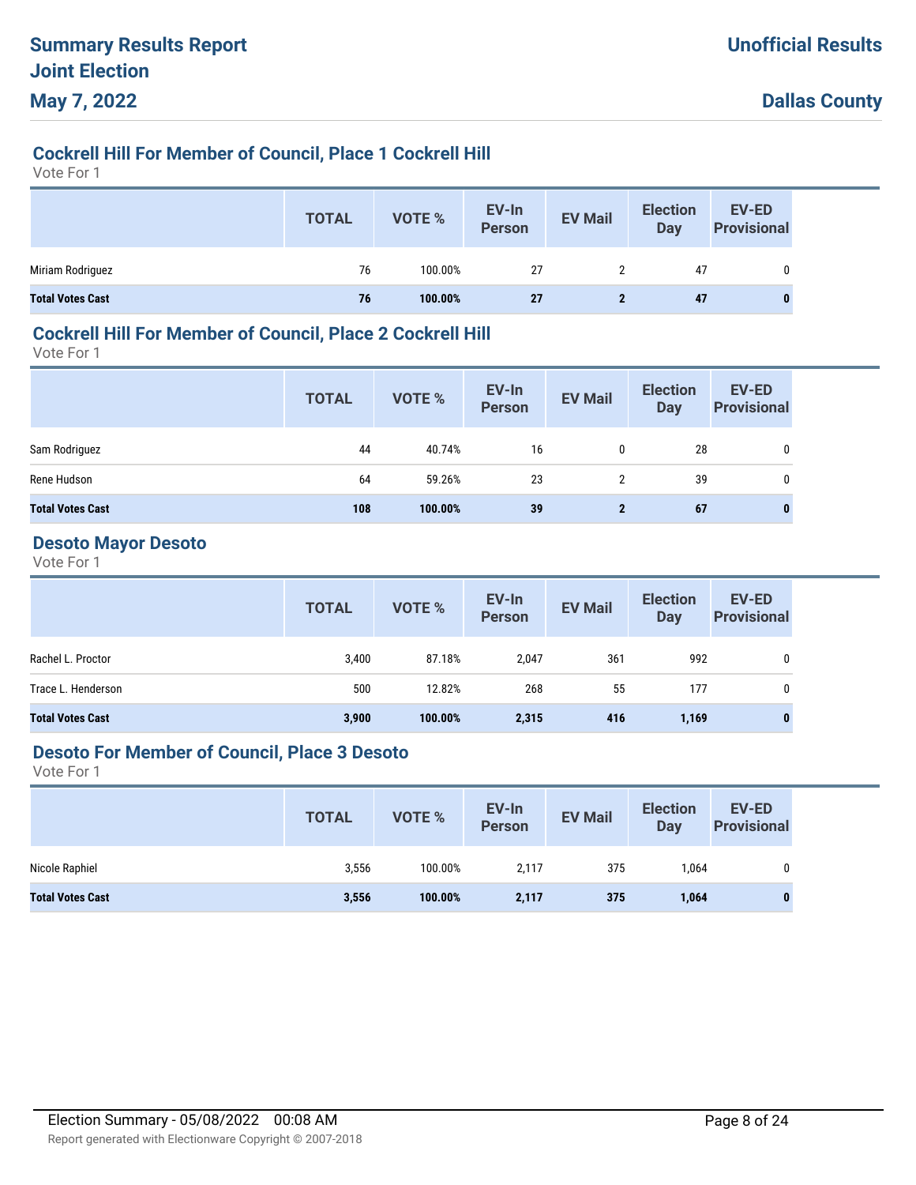# Summary Results Report
# Joint Election
# May 7, 2022

**Unofficial Results**

**Dallas County**

## Cockrell Hill For Member of Council, Place 1 Cockrell Hill

Vote For 1

| | TOTAL | VOTE % | EV-In Person | EV Mail | Election Day | EV-ED Provisional |
|---|---|---|---|---|---|---|
| Miriam Rodriguez | 76 | 100.00% | 27 | 2 | 47 | 0 |
| **Total Votes Cast** | **76** | **100.00%** | **27** | **2** | **47** | **0** |

## Cockrell Hill For Member of Council, Place 2 Cockrell Hill

Vote For 1

| | TOTAL | VOTE % | EV-In Person | EV Mail | Election Day | EV-ED Provisional |
|---|---|---|---|---|---|---|
| Sam Rodriguez | 44 | 40.74% | 16 | 0 | 28 | 0 |
| Rene Hudson | 64 | 59.26% | 23 | 2 | 39 | 0 |
| **Total Votes Cast** | **108** | **100.00%** | **39** | **2** | **67** | **0** |

## Desoto Mayor Desoto

Vote For 1

| | TOTAL | VOTE % | EV-In Person | EV Mail | Election Day | EV-ED Provisional |
|---|---|---|---|---|---|---|
| Rachel L. Proctor | 3,400 | 87.18% | 2,047 | 361 | 992 | 0 |
| Trace L. Henderson | 500 | 12.82% | 268 | 55 | 177 | 0 |
| **Total Votes Cast** | **3,900** | **100.00%** | **2,315** | **416** | **1,169** | **0** |

## Desoto For Member of Council, Place 3 Desoto

Vote For 1

| | TOTAL | VOTE % | EV-In Person | EV Mail | Election Day | EV-ED Provisional |
|---|---|---|---|---|---|---|
| Nicole Raphiel | 3,556 | 100.00% | 2,117 | 375 | 1,064 | 0 |
| **Total Votes Cast** | **3,556** | **100.00%** | **2,117** | **375** | **1,064** | **0** |

Election Summary - 05/08/2022 00:08 AM

Report generated with Electionware Copyright © 2007-2018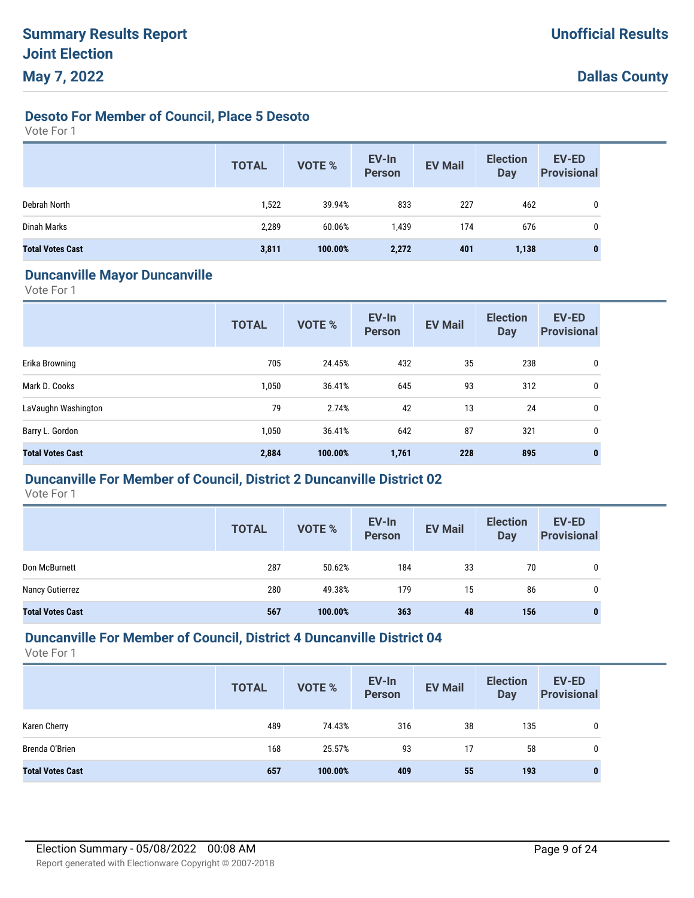# Summary Results Report
# Joint Election
# May 7, 2022

**Unofficial Results**

**Dallas County**

## Desoto For Member of Council, Place 5 Desoto

Vote For 1

| | TOTAL | VOTE % | EV-In Person | EV Mail | Election Day | EV-ED Provisional |
|---|---|---|---|---|---|---|
| Debrah North | 1,522 | 39.94% | 833 | 227 | 462 | 0 |
| Dinah Marks | 2,289 | 60.06% | 1,439 | 174 | 676 | 0 |
| **Total Votes Cast** | **3,811** | **100.00%** | **2,272** | **401** | **1,138** | **0** |

## Duncanville Mayor Duncanville

Vote For 1

| | TOTAL | VOTE % | EV-In Person | EV Mail | Election Day | EV-ED Provisional |
|---|---|---|---|---|---|---|
| Erika Browning | 705 | 24.45% | 432 | 35 | 238 | 0 |
| Mark D. Cooks | 1,050 | 36.41% | 645 | 93 | 312 | 0 |
| LaVaughn Washington | 79 | 2.74% | 42 | 13 | 24 | 0 |
| Barry L. Gordon | 1,050 | 36.41% | 642 | 87 | 321 | 0 |
| **Total Votes Cast** | **2,884** | **100.00%** | **1,761** | **228** | **895** | **0** |

## Duncanville For Member of Council, District 2 Duncanville District 02

Vote For 1

| | TOTAL | VOTE % | EV-In Person | EV Mail | Election Day | EV-ED Provisional |
|---|---|---|---|---|---|---|
| Don McBurnett | 287 | 50.62% | 184 | 33 | 70 | 0 |
| Nancy Gutierrez | 280 | 49.38% | 179 | 15 | 86 | 0 |
| **Total Votes Cast** | **567** | **100.00%** | **363** | **48** | **156** | **0** |

## Duncanville For Member of Council, District 4 Duncanville District 04

Vote For 1

| | TOTAL | VOTE % | EV-In Person | EV Mail | Election Day | EV-ED Provisional |
|---|---|---|---|---|---|---|
| Karen Cherry | 489 | 74.43% | 316 | 38 | 135 | 0 |
| Brenda O'Brien | 168 | 25.57% | 93 | 17 | 58 | 0 |
| **Total Votes Cast** | **657** | **100.00%** | **409** | **55** | **193** | **0** |

Election Summary - 05/08/2022 00:08 AM

Report generated with Electionware Copyright © 2007-2018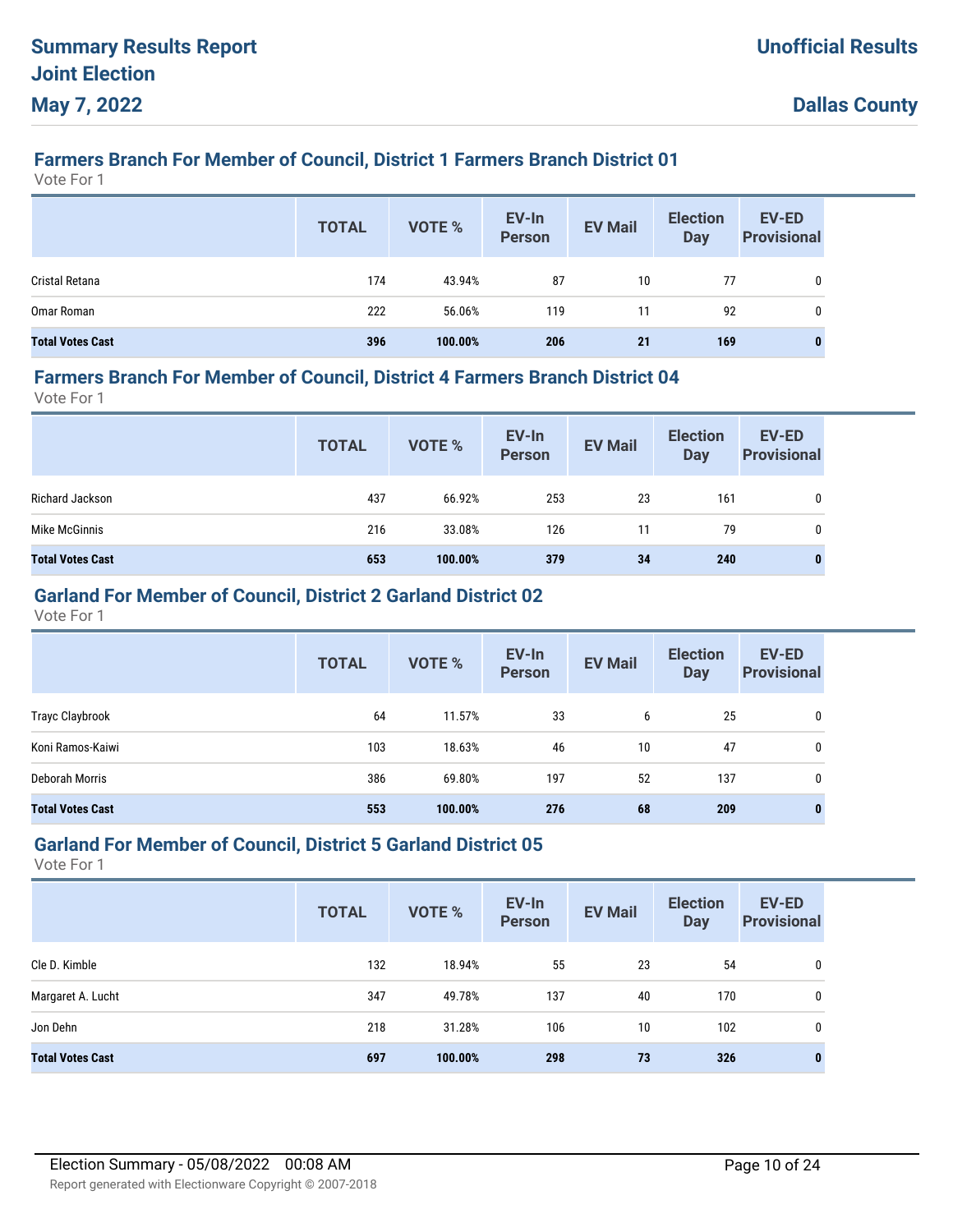# Summary Results Report

## Joint Election

**May 7, 2022**

**Unofficial Results**

**Dallas County**

### Farmers Branch For Member of Council, District 1 Farmers Branch District 01

Vote For 1

| | TOTAL | VOTE % | EV-In Person | EV Mail | Election Day | EV-ED Provisional |
|---|---|---|---|---|---|---|
| Cristal Retana | 174 | 43.94% | 87 | 10 | 77 | 0 |
| Omar Roman | 222 | 56.06% | 119 | 11 | 92 | 0 |
| **Total Votes Cast** | **396** | **100.00%** | **206** | **21** | **169** | **0** |

### Farmers Branch For Member of Council, District 4 Farmers Branch District 04

Vote For 1

| | TOTAL | VOTE % | EV-In Person | EV Mail | Election Day | EV-ED Provisional |
|---|---|---|---|---|---|---|
| Richard Jackson | 437 | 66.92% | 253 | 23 | 161 | 0 |
| Mike McGinnis | 216 | 33.08% | 126 | 11 | 79 | 0 |
| **Total Votes Cast** | **653** | **100.00%** | **379** | **34** | **240** | **0** |

### Garland For Member of Council, District 2 Garland District 02

Vote For 1

| | TOTAL | VOTE % | EV-In Person | EV Mail | Election Day | EV-ED Provisional |
|---|---|---|---|---|---|---|
| Trayc Claybrook | 64 | 11.57% | 33 | 6 | 25 | 0 |
| Koni Ramos-Kaiwi | 103 | 18.63% | 46 | 10 | 47 | 0 |
| Deborah Morris | 386 | 69.80% | 197 | 52 | 137 | 0 |
| **Total Votes Cast** | **553** | **100.00%** | **276** | **68** | **209** | **0** |

### Garland For Member of Council, District 5 Garland District 05

Vote For 1

| | TOTAL | VOTE % | EV-In Person | EV Mail | Election Day | EV-ED Provisional |
|---|---|---|---|---|---|---|
| Cle D. Kimble | 132 | 18.94% | 55 | 23 | 54 | 0 |
| Margaret A. Lucht | 347 | 49.78% | 137 | 40 | 170 | 0 |
| Jon Dehn | 218 | 31.28% | 106 | 10 | 102 | 0 |
| **Total Votes Cast** | **697** | **100.00%** | **298** | **73** | **326** | **0** |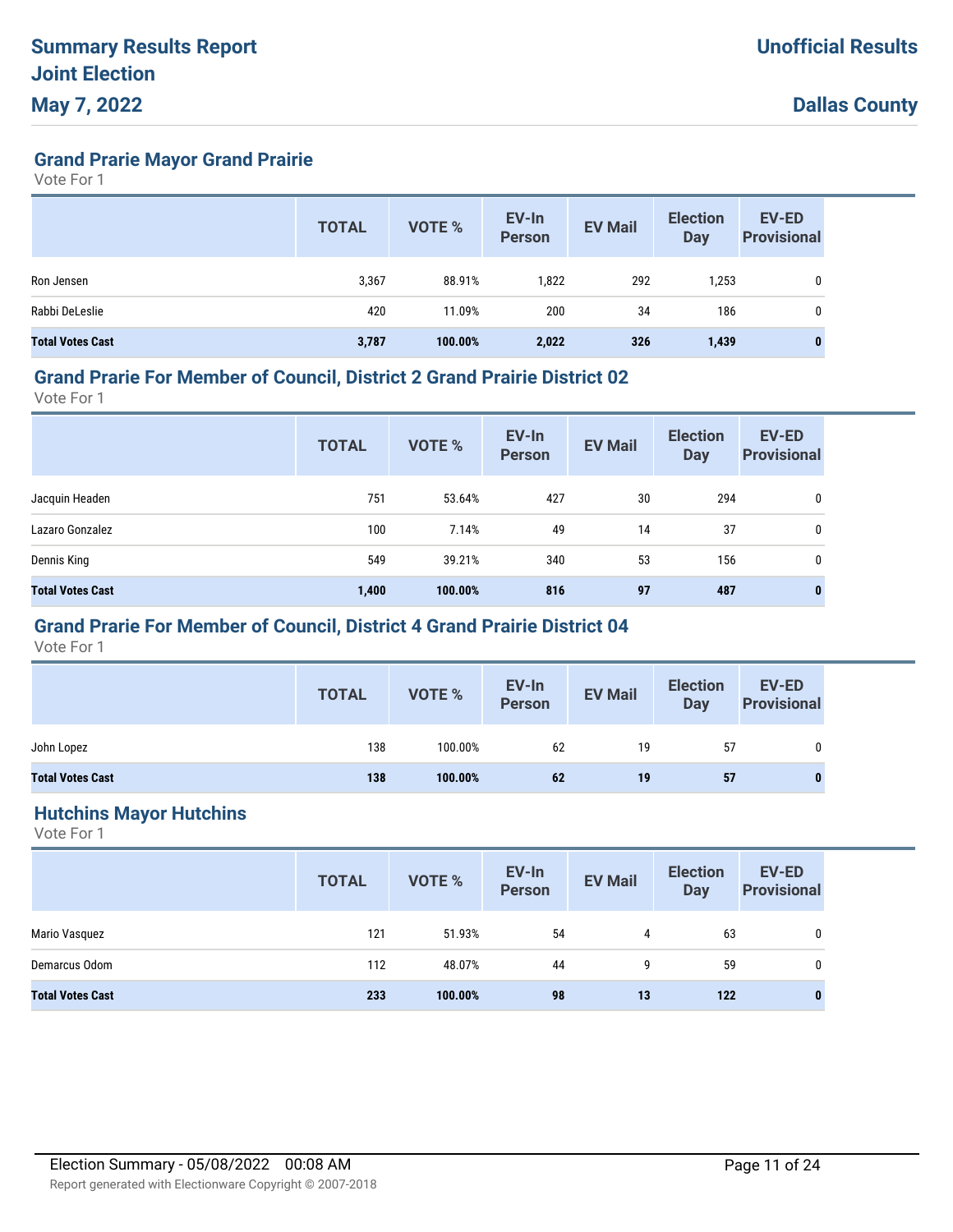# Summary Results Report
# Joint Election
# May 7, 2022

**Unofficial Results**

**Dallas County**

## Grand Prarie Mayor Grand Prairie

Vote For 1

| | TOTAL | VOTE % | EV-In Person | EV Mail | Election Day | EV-ED Provisional |
|---|---|---|---|---|---|---|
| Ron Jensen | 3,367 | 88.91% | 1,822 | 292 | 1,253 | 0 |
| Rabbi DeLeslie | 420 | 11.09% | 200 | 34 | 186 | 0 |
| **Total Votes Cast** | **3,787** | **100.00%** | **2,022** | **326** | **1,439** | **0** |

## Grand Prarie For Member of Council, District 2 Grand Prairie District 02

Vote For 1

| | TOTAL | VOTE % | EV-In Person | EV Mail | Election Day | EV-ED Provisional |
|---|---|---|---|---|---|---|
| Jacquin Headen | 751 | 53.64% | 427 | 30 | 294 | 0 |
| Lazaro Gonzalez | 100 | 7.14% | 49 | 14 | 37 | 0 |
| Dennis King | 549 | 39.21% | 340 | 53 | 156 | 0 |
| **Total Votes Cast** | **1,400** | **100.00%** | **816** | **97** | **487** | **0** |

## Grand Prarie For Member of Council, District 4 Grand Prairie District 04

Vote For 1

| | TOTAL | VOTE % | EV-In Person | EV Mail | Election Day | EV-ED Provisional |
|---|---|---|---|---|---|---|
| John Lopez | 138 | 100.00% | 62 | 19 | 57 | 0 |
| **Total Votes Cast** | **138** | **100.00%** | **62** | **19** | **57** | **0** |

## Hutchins Mayor Hutchins

Vote For 1

| | TOTAL | VOTE % | EV-In Person | EV Mail | Election Day | EV-ED Provisional |
|---|---|---|---|---|---|---|
| Mario Vasquez | 121 | 51.93% | 54 | 4 | 63 | 0 |
| Demarcus Odom | 112 | 48.07% | 44 | 9 | 59 | 0 |
| **Total Votes Cast** | **233** | **100.00%** | **98** | **13** | **122** | **0** |

Election Summary - 05/08/2022 00:08 AM

Report generated with Electionware Copyright © 2007-2018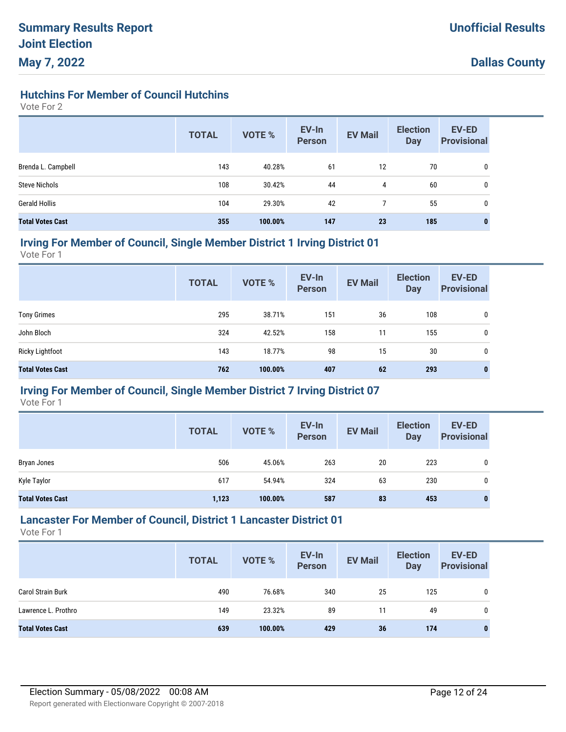### Hutchins For Member of Council Hutchins

Vote For 2

| | TOTAL | VOTE % | EV-In Person | EV Mail | Election Day | EV-ED Provisional |
|---|---|---|---|---|---|---|
| Brenda L. Campbell | 143 | 40.28% | 61 | 12 | 70 | 0 |
| Steve Nichols | 108 | 30.42% | 44 | 4 | 60 | 0 |
| Gerald Hollis | 104 | 29.30% | 42 | 7 | 55 | 0 |
| **Total Votes Cast** | **355** | **100.00%** | **147** | **23** | **185** | **0** |

### Irving For Member of Council, Single Member District 1 Irving District 01

Vote For 1

| | TOTAL | VOTE % | EV-In Person | EV Mail | Election Day | EV-ED Provisional |
|---|---|---|---|---|---|---|
| Tony Grimes | 295 | 38.71% | 151 | 36 | 108 | 0 |
| John Bloch | 324 | 42.52% | 158 | 11 | 155 | 0 |
| Ricky Lightfoot | 143 | 18.77% | 98 | 15 | 30 | 0 |
| **Total Votes Cast** | **762** | **100.00%** | **407** | **62** | **293** | **0** |

### Irving For Member of Council, Single Member District 7 Irving District 07

Vote For 1

| | TOTAL | VOTE % | EV-In Person | EV Mail | Election Day | EV-ED Provisional |
|---|---|---|---|---|---|---|
| Bryan Jones | 506 | 45.06% | 263 | 20 | 223 | 0 |
| Kyle Taylor | 617 | 54.94% | 324 | 63 | 230 | 0 |
| **Total Votes Cast** | **1,123** | **100.00%** | **587** | **83** | **453** | **0** |

### Lancaster For Member of Council, District 1 Lancaster District 01

Vote For 1

| | TOTAL | VOTE % | EV-In Person | EV Mail | Election Day | EV-ED Provisional |
|---|---|---|---|---|---|---|
| Carol Strain Burk | 490 | 76.68% | 340 | 25 | 125 | 0 |
| Lawrence L. Prothro | 149 | 23.32% | 89 | 11 | 49 | 0 |
| **Total Votes Cast** | **639** | **100.00%** | **429** | **36** | **174** | **0** |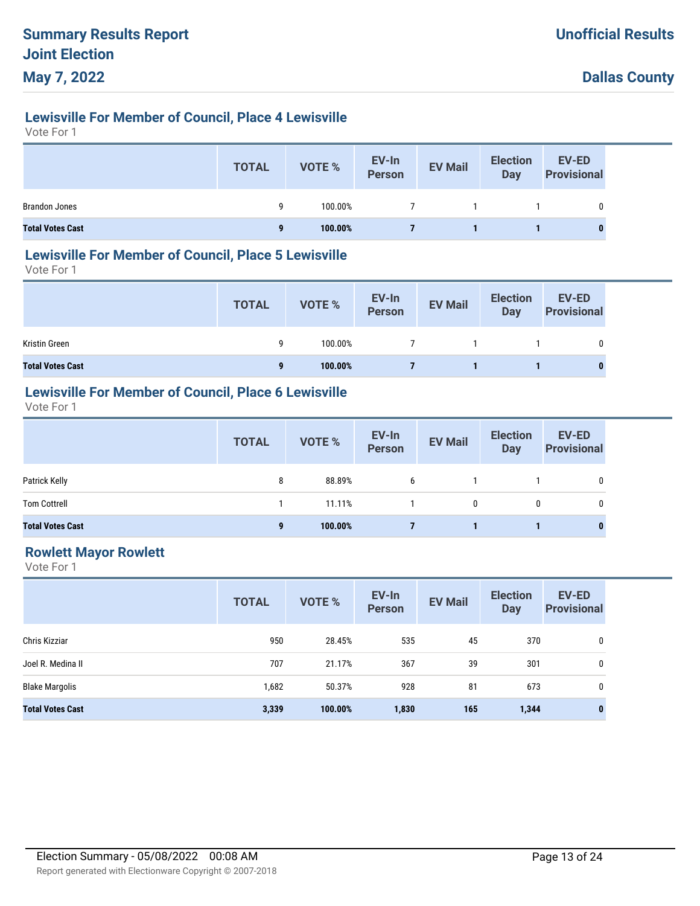# Summary Results Report
## Joint Election
## May 7, 2022

**Unofficial Results**

**Dallas County**

### Lewisville For Member of Council, Place 4 Lewisville

Vote For 1

| | TOTAL | VOTE % | EV-In Person | EV Mail | Election Day | EV-ED Provisional |
|---|---|---|---|---|---|---|
| Brandon Jones | 9 | 100.00% | 7 | 1 | 1 | 0 |
| **Total Votes Cast** | **9** | **100.00%** | **7** | **1** | **1** | **0** |

### Lewisville For Member of Council, Place 5 Lewisville

Vote For 1

| | TOTAL | VOTE % | EV-In Person | EV Mail | Election Day | EV-ED Provisional |
|---|---|---|---|---|---|---|
| Kristin Green | 9 | 100.00% | 7 | 1 | 1 | 0 |
| **Total Votes Cast** | **9** | **100.00%** | **7** | **1** | **1** | **0** |

### Lewisville For Member of Council, Place 6 Lewisville

Vote For 1

| | TOTAL | VOTE % | EV-In Person | EV Mail | Election Day | EV-ED Provisional |
|---|---|---|---|---|---|---|
| Patrick Kelly | 8 | 88.89% | 6 | 1 | 1 | 0 |
| Tom Cottrell | 1 | 11.11% | 1 | 0 | 0 | 0 |
| **Total Votes Cast** | **9** | **100.00%** | **7** | **1** | **1** | **0** |

### Rowlett Mayor Rowlett

Vote For 1

| | TOTAL | VOTE % | EV-In Person | EV Mail | Election Day | EV-ED Provisional |
|---|---|---|---|---|---|---|
| Chris Kizziar | 950 | 28.45% | 535 | 45 | 370 | 0 |
| Joel R. Medina II | 707 | 21.17% | 367 | 39 | 301 | 0 |
| Blake Margolis | 1,682 | 50.37% | 928 | 81 | 673 | 0 |
| **Total Votes Cast** | **3,339** | **100.00%** | **1,830** | **165** | **1,344** | **0** |

Election Summary - 05/08/2022 00:08 AM

Report generated with Electionware Copyright © 2007-2018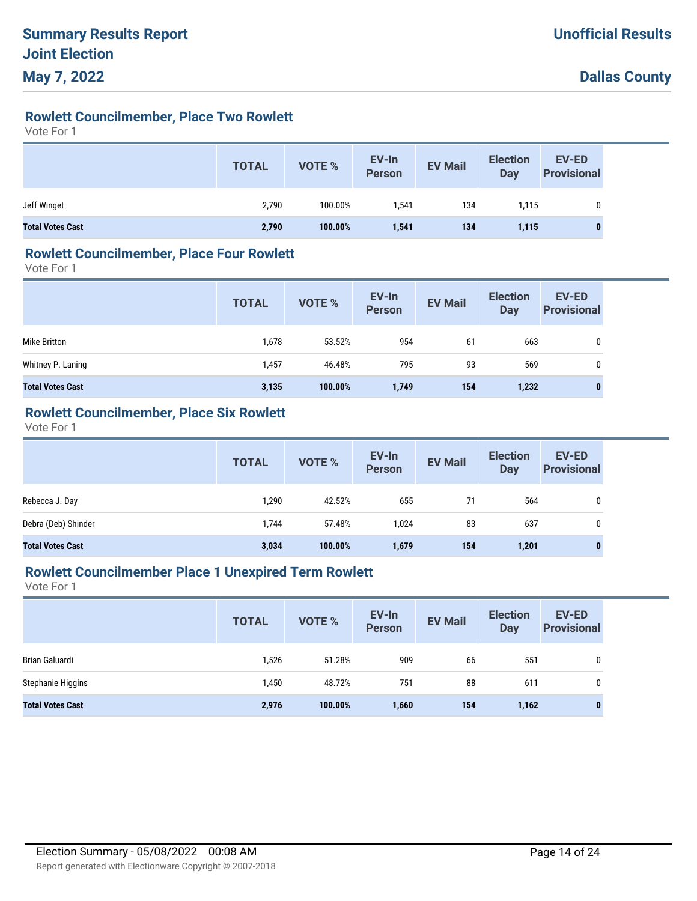# Summary Results Report
# Joint Election
# May 7, 2022

**Unofficial Results**

**Dallas County**

## Rowlett Councilmember, Place Two Rowlett

Vote For 1

| | TOTAL | VOTE % | EV-In Person | EV Mail | Election Day | EV-ED Provisional |
|---|---|---|---|---|---|---|
| Jeff Winget | 2,790 | 100.00% | 1,541 | 134 | 1,115 | 0 |
| **Total Votes Cast** | **2,790** | **100.00%** | **1,541** | **134** | **1,115** | **0** |

## Rowlett Councilmember, Place Four Rowlett

Vote For 1

| | TOTAL | VOTE % | EV-In Person | EV Mail | Election Day | EV-ED Provisional |
|---|---|---|---|---|---|---|
| Mike Britton | 1,678 | 53.52% | 954 | 61 | 663 | 0 |
| Whitney P. Laning | 1,457 | 46.48% | 795 | 93 | 569 | 0 |
| **Total Votes Cast** | **3,135** | **100.00%** | **1,749** | **154** | **1,232** | **0** |

## Rowlett Councilmember, Place Six Rowlett

Vote For 1

| | TOTAL | VOTE % | EV-In Person | EV Mail | Election Day | EV-ED Provisional |
|---|---|---|---|---|---|---|
| Rebecca J. Day | 1,290 | 42.52% | 655 | 71 | 564 | 0 |
| Debra (Deb) Shinder | 1,744 | 57.48% | 1,024 | 83 | 637 | 0 |
| **Total Votes Cast** | **3,034** | **100.00%** | **1,679** | **154** | **1,201** | **0** |

## Rowlett Councilmember Place 1 Unexpired Term Rowlett

Vote For 1

| | TOTAL | VOTE % | EV-In Person | EV Mail | Election Day | EV-ED Provisional |
|---|---|---|---|---|---|---|
| Brian Galuardi | 1,526 | 51.28% | 909 | 66 | 551 | 0 |
| Stephanie Higgins | 1,450 | 48.72% | 751 | 88 | 611 | 0 |
| **Total Votes Cast** | **2,976** | **100.00%** | **1,660** | **154** | **1,162** | **0** |

Election Summary - 05/08/2022 00:08 AM

Report generated with Electionware Copyright © 2007-2018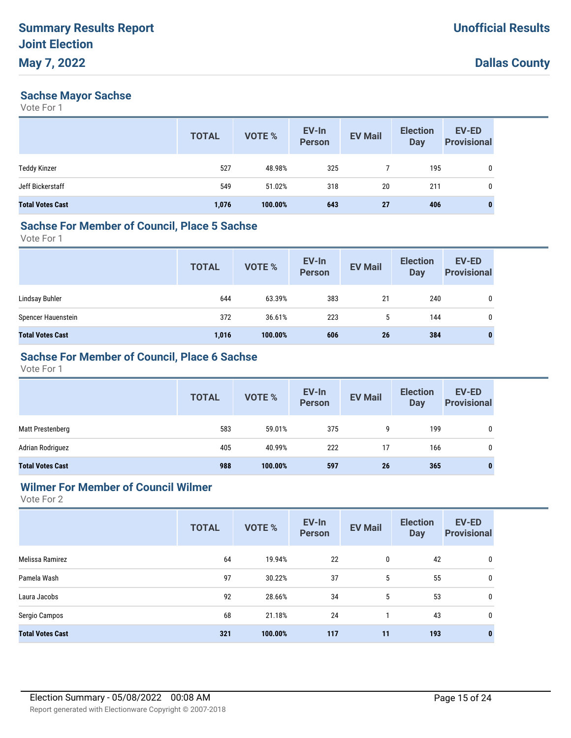# Summary Results Report
# Joint Election
# May 7, 2022

**Unofficial Results**

**Dallas County**

## Sachse Mayor Sachse

Vote For 1

| | TOTAL | VOTE % | EV-In Person | EV Mail | Election Day | EV-ED Provisional |
|---|---|---|---|---|---|---|
| Teddy Kinzer | 527 | 48.98% | 325 | 7 | 195 | 0 |
| Jeff Bickerstaff | 549 | 51.02% | 318 | 20 | 211 | 0 |
| **Total Votes Cast** | **1,076** | **100.00%** | **643** | **27** | **406** | **0** |

## Sachse For Member of Council, Place 5 Sachse

Vote For 1

| | TOTAL | VOTE % | EV-In Person | EV Mail | Election Day | EV-ED Provisional |
|---|---|---|---|---|---|---|
| Lindsay Buhler | 644 | 63.39% | 383 | 21 | 240 | 0 |
| Spencer Hauenstein | 372 | 36.61% | 223 | 5 | 144 | 0 |
| **Total Votes Cast** | **1,016** | **100.00%** | **606** | **26** | **384** | **0** |

## Sachse For Member of Council, Place 6 Sachse

Vote For 1

| | TOTAL | VOTE % | EV-In Person | EV Mail | Election Day | EV-ED Provisional |
|---|---|---|---|---|---|---|
| Matt Prestenberg | 583 | 59.01% | 375 | 9 | 199 | 0 |
| Adrian Rodriguez | 405 | 40.99% | 222 | 17 | 166 | 0 |
| **Total Votes Cast** | **988** | **100.00%** | **597** | **26** | **365** | **0** |

## Wilmer For Member of Council Wilmer

Vote For 2

| | TOTAL | VOTE % | EV-In Person | EV Mail | Election Day | EV-ED Provisional |
|---|---|---|---|---|---|---|
| Melissa Ramirez | 64 | 19.94% | 22 | 0 | 42 | 0 |
| Pamela Wash | 97 | 30.22% | 37 | 5 | 55 | 0 |
| Laura Jacobs | 92 | 28.66% | 34 | 5 | 53 | 0 |
| Sergio Campos | 68 | 21.18% | 24 | 1 | 43 | 0 |
| **Total Votes Cast** | **321** | **100.00%** | **117** | **11** | **193** | **0** |

Election Summary - 05/08/2022 00:08 AM

Report generated with Electionware Copyright © 2007-2018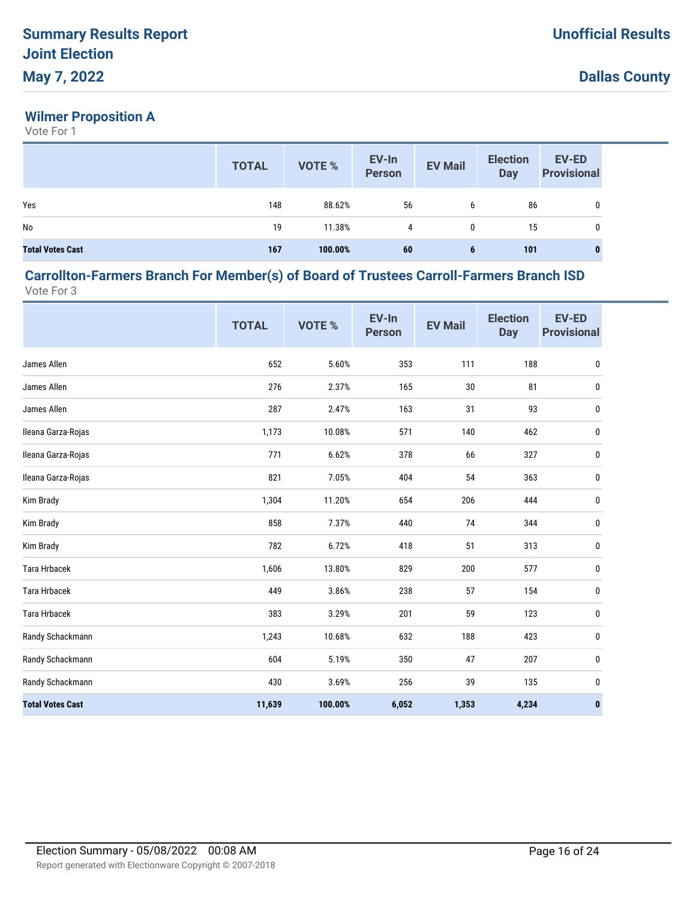## Wilmer Proposition A

Vote For 1

| | TOTAL | VOTE % | EV-In Person | EV Mail | Election Day | EV-ED Provisional |
|---|---|---|---|---|---|---|
| Yes | 148 | 88.62% | 56 | 6 | 86 | 0 |
| No | 19 | 11.38% | 4 | 0 | 15 | 0 |
| **Total Votes Cast** | **167** | **100.00%** | **60** | **6** | **101** | **0** |

## Carrollton-Farmers Branch For Member(s) of Board of Trustees Carroll-Farmers Branch ISD

Vote For 3

| | TOTAL | VOTE % | EV-In Person | EV Mail | Election Day | EV-ED Provisional |
|---|---|---|---|---|---|---|
| James Allen | 652 | 5.60% | 353 | 111 | 188 | 0 |
| James Allen | 276 | 2.37% | 165 | 30 | 81 | 0 |
| James Allen | 287 | 2.47% | 163 | 31 | 93 | 0 |
| Ileana Garza-Rojas | 1,173 | 10.08% | 571 | 140 | 462 | 0 |
| Ileana Garza-Rojas | 771 | 6.62% | 378 | 66 | 327 | 0 |
| Ileana Garza-Rojas | 821 | 7.05% | 404 | 54 | 363 | 0 |
| Kim Brady | 1,304 | 11.20% | 654 | 206 | 444 | 0 |
| Kim Brady | 858 | 7.37% | 440 | 74 | 344 | 0 |
| Kim Brady | 782 | 6.72% | 418 | 51 | 313 | 0 |
| Tara Hrbacek | 1,606 | 13.80% | 829 | 200 | 577 | 0 |
| Tara Hrbacek | 449 | 3.86% | 238 | 57 | 154 | 0 |
| Tara Hrbacek | 383 | 3.29% | 201 | 59 | 123 | 0 |
| Randy Schackmann | 1,243 | 10.68% | 632 | 188 | 423 | 0 |
| Randy Schackmann | 604 | 5.19% | 350 | 47 | 207 | 0 |
| Randy Schackmann | 430 | 3.69% | 256 | 39 | 135 | 0 |
| **Total Votes Cast** | **11,639** | **100.00%** | **6,052** | **1,353** | **4,234** | **0** |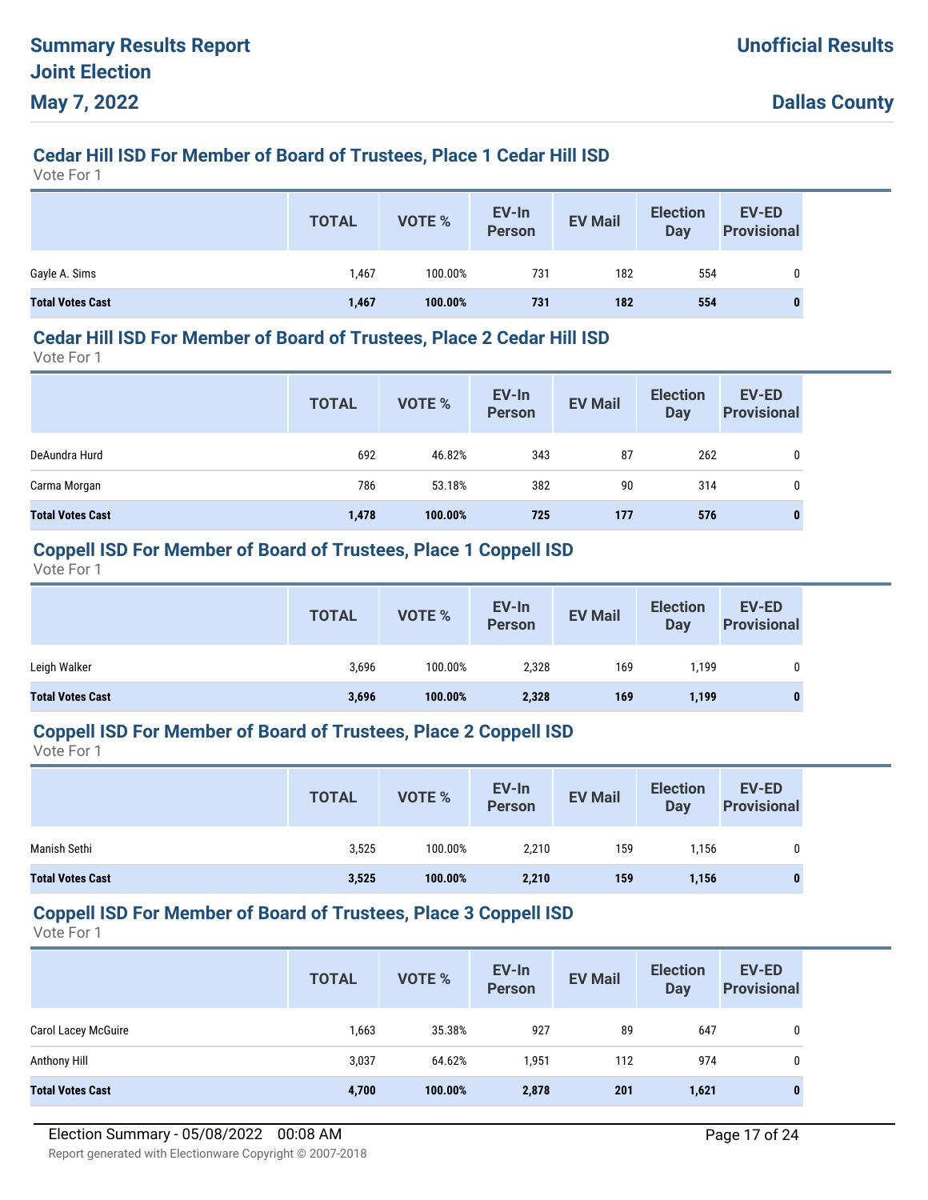# Summary Results Report
## Joint Election
## May 7, 2022

**Unofficial Results**

**Dallas County**

### Cedar Hill ISD For Member of Board of Trustees, Place 1 Cedar Hill ISD
Vote For 1

| | TOTAL | VOTE % | EV-In Person | EV Mail | Election Day | EV-ED Provisional |
|---|---|---|---|---|---|---|
| Gayle A. Sims | 1,467 | 100.00% | 731 | 182 | 554 | 0 |
| **Total Votes Cast** | **1,467** | **100.00%** | **731** | **182** | **554** | **0** |

### Cedar Hill ISD For Member of Board of Trustees, Place 2 Cedar Hill ISD
Vote For 1

| | TOTAL | VOTE % | EV-In Person | EV Mail | Election Day | EV-ED Provisional |
|---|---|---|---|---|---|---|
| DeAundra Hurd | 692 | 46.82% | 343 | 87 | 262 | 0 |
| Carma Morgan | 786 | 53.18% | 382 | 90 | 314 | 0 |
| **Total Votes Cast** | **1,478** | **100.00%** | **725** | **177** | **576** | **0** |

### Coppell ISD For Member of Board of Trustees, Place 1 Coppell ISD
Vote For 1

| | TOTAL | VOTE % | EV-In Person | EV Mail | Election Day | EV-ED Provisional |
|---|---|---|---|---|---|---|
| Leigh Walker | 3,696 | 100.00% | 2,328 | 169 | 1,199 | 0 |
| **Total Votes Cast** | **3,696** | **100.00%** | **2,328** | **169** | **1,199** | **0** |

### Coppell ISD For Member of Board of Trustees, Place 2 Coppell ISD
Vote For 1

| | TOTAL | VOTE % | EV-In Person | EV Mail | Election Day | EV-ED Provisional |
|---|---|---|---|---|---|---|
| Manish Sethi | 3,525 | 100.00% | 2,210 | 159 | 1,156 | 0 |
| **Total Votes Cast** | **3,525** | **100.00%** | **2,210** | **159** | **1,156** | **0** |

### Coppell ISD For Member of Board of Trustees, Place 3 Coppell ISD
Vote For 1

| | TOTAL | VOTE % | EV-In Person | EV Mail | Election Day | EV-ED Provisional |
|---|---|---|---|---|---|---|
| Carol Lacey McGuire | 1,663 | 35.38% | 927 | 89 | 647 | 0 |
| Anthony Hill | 3,037 | 64.62% | 1,951 | 112 | 974 | 0 |
| **Total Votes Cast** | **4,700** | **100.00%** | **2,878** | **201** | **1,621** | **0** |

Election Summary - 05/08/2022 00:08 AM

Report generated with Electionware Copyright © 2007-2018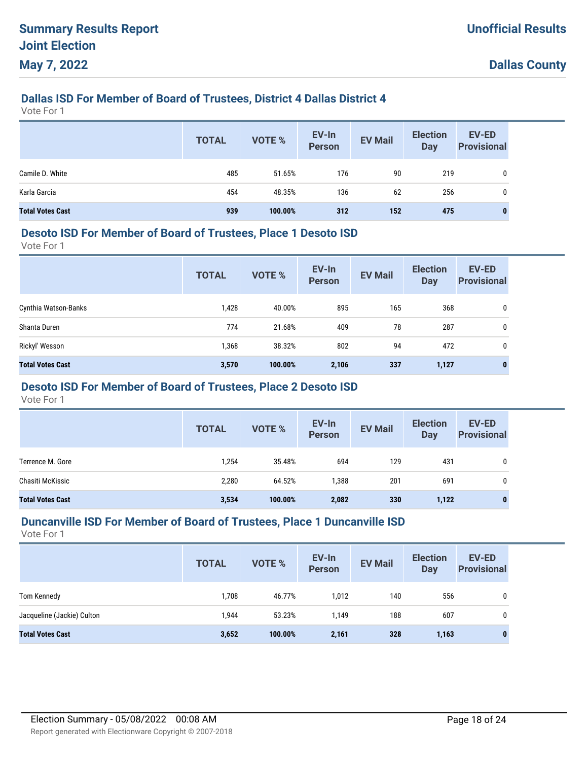**Summary Results Report**
**Joint Election**
**May 7, 2022**

**Unofficial Results**

**Dallas County**

### Dallas ISD For Member of Board of Trustees, District 4 Dallas District 4

Vote For 1

| | TOTAL | VOTE % | EV-In Person | EV Mail | Election Day | EV-ED Provisional |
|---|---|---|---|---|---|---|
| Camile D. White | 485 | 51.65% | 176 | 90 | 219 | 0 |
| Karla Garcia | 454 | 48.35% | 136 | 62 | 256 | 0 |
| **Total Votes Cast** | **939** | **100.00%** | **312** | **152** | **475** | **0** |

### Desoto ISD For Member of Board of Trustees, Place 1 Desoto ISD

Vote For 1

| | TOTAL | VOTE % | EV-In Person | EV Mail | Election Day | EV-ED Provisional |
|---|---|---|---|---|---|---|
| Cynthia Watson-Banks | 1,428 | 40.00% | 895 | 165 | 368 | 0 |
| Shanta Duren | 774 | 21.68% | 409 | 78 | 287 | 0 |
| Rickyl' Wesson | 1,368 | 38.32% | 802 | 94 | 472 | 0 |
| **Total Votes Cast** | **3,570** | **100.00%** | **2,106** | **337** | **1,127** | **0** |

### Desoto ISD For Member of Board of Trustees, Place 2 Desoto ISD

Vote For 1

| | TOTAL | VOTE % | EV-In Person | EV Mail | Election Day | EV-ED Provisional |
|---|---|---|---|---|---|---|
| Terrence M. Gore | 1,254 | 35.48% | 694 | 129 | 431 | 0 |
| Chasiti McKissic | 2,280 | 64.52% | 1,388 | 201 | 691 | 0 |
| **Total Votes Cast** | **3,534** | **100.00%** | **2,082** | **330** | **1,122** | **0** |

### Duncanville ISD For Member of Board of Trustees, Place 1 Duncanville ISD

Vote For 1

| | TOTAL | VOTE % | EV-In Person | EV Mail | Election Day | EV-ED Provisional |
|---|---|---|---|---|---|---|
| Tom Kennedy | 1,708 | 46.77% | 1,012 | 140 | 556 | 0 |
| Jacqueline (Jackie) Culton | 1,944 | 53.23% | 1,149 | 188 | 607 | 0 |
| **Total Votes Cast** | **3,652** | **100.00%** | **2,161** | **328** | **1,163** | **0** |

Election Summary - 05/08/2022 00:08 AM

Report generated with Electionware Copyright © 2007-2018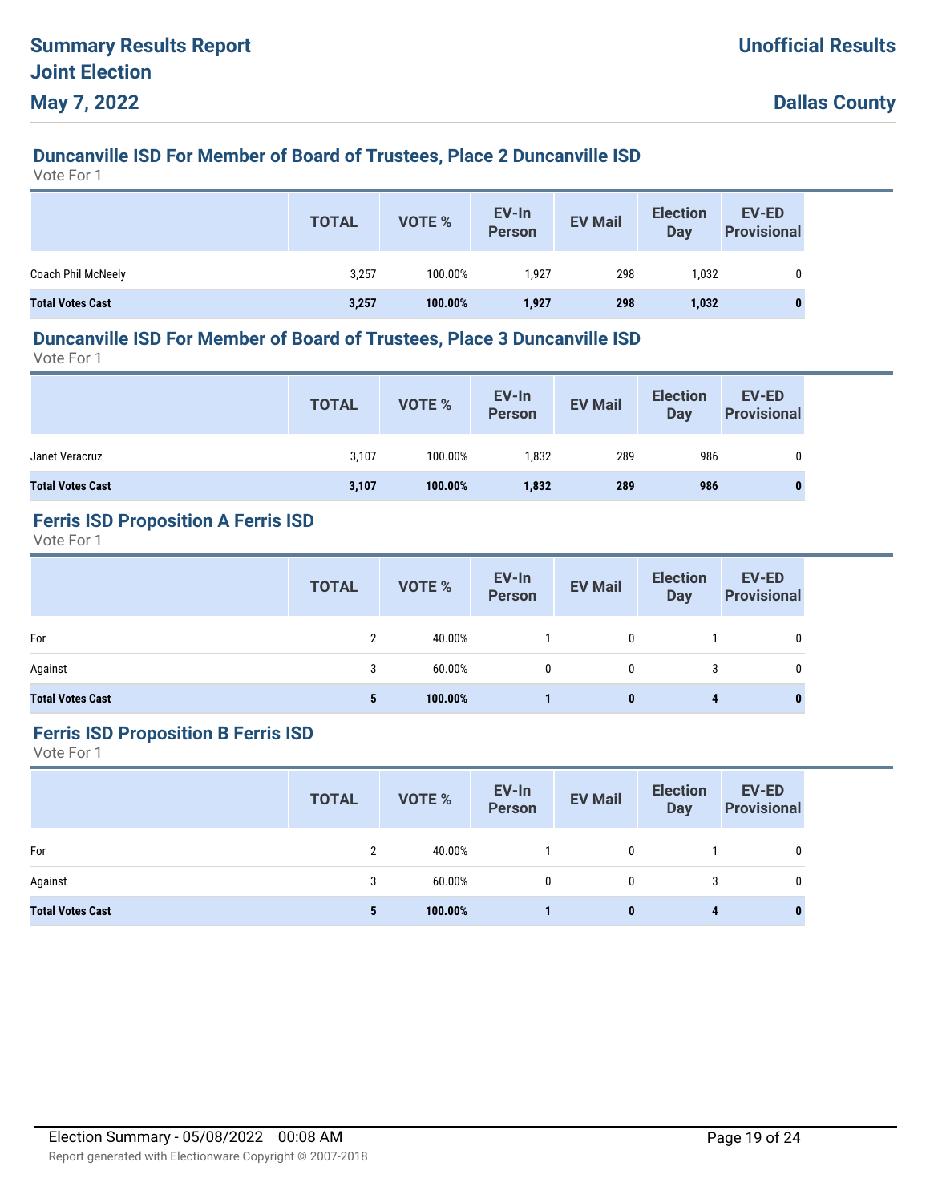# Summary Results Report
# Joint Election
# May 7, 2022

**Unofficial Results**

**Dallas County**

## Duncanville ISD For Member of Board of Trustees, Place 2 Duncanville ISD

Vote For 1

| | TOTAL | VOTE % | EV-In Person | EV Mail | Election Day | EV-ED Provisional |
|---|---|---|---|---|---|---|
| Coach Phil McNeely | 3,257 | 100.00% | 1,927 | 298 | 1,032 | 0 |
| **Total Votes Cast** | **3,257** | **100.00%** | **1,927** | **298** | **1,032** | **0** |

## Duncanville ISD For Member of Board of Trustees, Place 3 Duncanville ISD

Vote For 1

| | TOTAL | VOTE % | EV-In Person | EV Mail | Election Day | EV-ED Provisional |
|---|---|---|---|---|---|---|
| Janet Veracruz | 3,107 | 100.00% | 1,832 | 289 | 986 | 0 |
| **Total Votes Cast** | **3,107** | **100.00%** | **1,832** | **289** | **986** | **0** |

## Ferris ISD Proposition A Ferris ISD

Vote For 1

| | TOTAL | VOTE % | EV-In Person | EV Mail | Election Day | EV-ED Provisional |
|---|---|---|---|---|---|---|
| For | 2 | 40.00% | 1 | 0 | 1 | 0 |
| Against | 3 | 60.00% | 0 | 0 | 3 | 0 |
| **Total Votes Cast** | **5** | **100.00%** | **1** | **0** | **4** | **0** |

## Ferris ISD Proposition B Ferris ISD

Vote For 1

| | TOTAL | VOTE % | EV-In Person | EV Mail | Election Day | EV-ED Provisional |
|---|---|---|---|---|---|---|
| For | 2 | 40.00% | 1 | 0 | 1 | 0 |
| Against | 3 | 60.00% | 0 | 0 | 3 | 0 |
| **Total Votes Cast** | **5** | **100.00%** | **1** | **0** | **4** | **0** |

Election Summary - 05/08/2022 00:08 AM

Report generated with Electionware Copyright © 2007-2018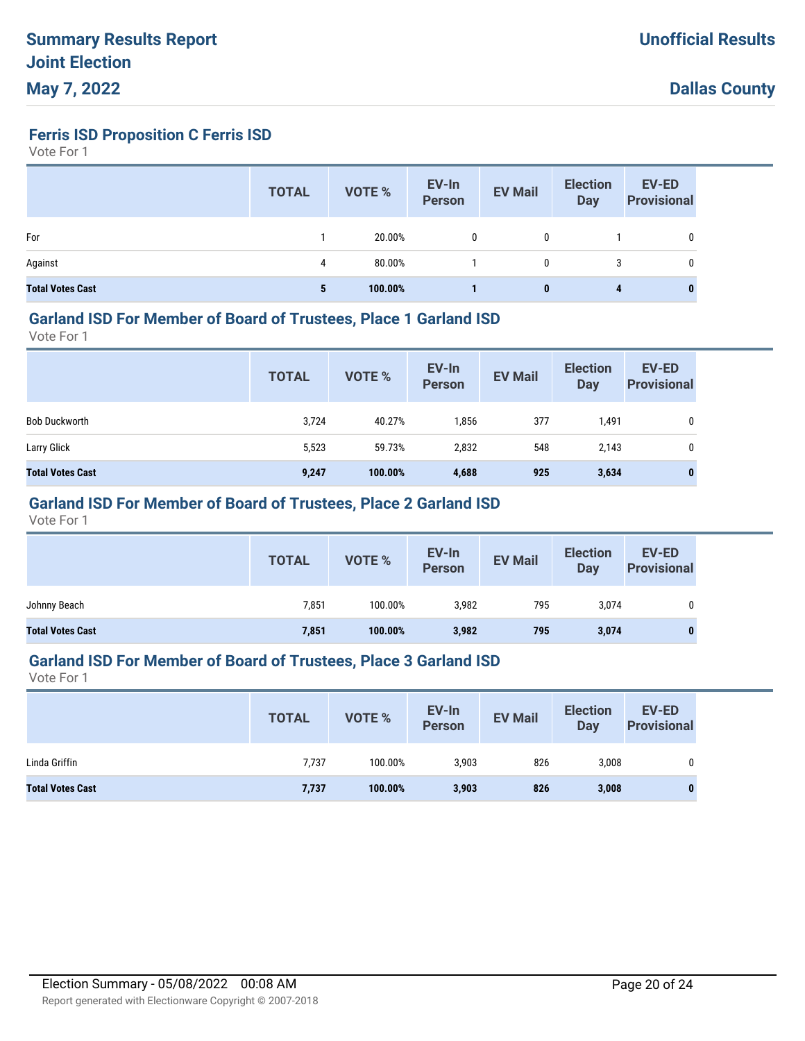# Summary Results Report
## Joint Election
## May 7, 2022

**Unofficial Results**

**Dallas County**

### Ferris ISD Proposition C Ferris ISD

Vote For 1

| | TOTAL | VOTE % | EV-In Person | EV Mail | Election Day | EV-ED Provisional |
|---|---|---|---|---|---|---|
| For | 1 | 20.00% | 0 | 0 | 1 | 0 |
| Against | 4 | 80.00% | 1 | 0 | 3 | 0 |
| **Total Votes Cast** | **5** | **100.00%** | **1** | **0** | **4** | **0** |

### Garland ISD For Member of Board of Trustees, Place 1 Garland ISD

Vote For 1

| | TOTAL | VOTE % | EV-In Person | EV Mail | Election Day | EV-ED Provisional |
|---|---|---|---|---|---|---|
| Bob Duckworth | 3,724 | 40.27% | 1,856 | 377 | 1,491 | 0 |
| Larry Glick | 5,523 | 59.73% | 2,832 | 548 | 2,143 | 0 |
| **Total Votes Cast** | **9,247** | **100.00%** | **4,688** | **925** | **3,634** | **0** |

### Garland ISD For Member of Board of Trustees, Place 2 Garland ISD

Vote For 1

| | TOTAL | VOTE % | EV-In Person | EV Mail | Election Day | EV-ED Provisional |
|---|---|---|---|---|---|---|
| Johnny Beach | 7,851 | 100.00% | 3,982 | 795 | 3,074 | 0 |
| **Total Votes Cast** | **7,851** | **100.00%** | **3,982** | **795** | **3,074** | **0** |

### Garland ISD For Member of Board of Trustees, Place 3 Garland ISD

Vote For 1

| | TOTAL | VOTE % | EV-In Person | EV Mail | Election Day | EV-ED Provisional |
|---|---|---|---|---|---|---|
| Linda Griffin | 7,737 | 100.00% | 3,903 | 826 | 3,008 | 0 |
| **Total Votes Cast** | **7,737** | **100.00%** | **3,903** | **826** | **3,008** | **0** |

Election Summary - 05/08/2022 00:08 AM

Report generated with Electionware Copyright © 2007-2018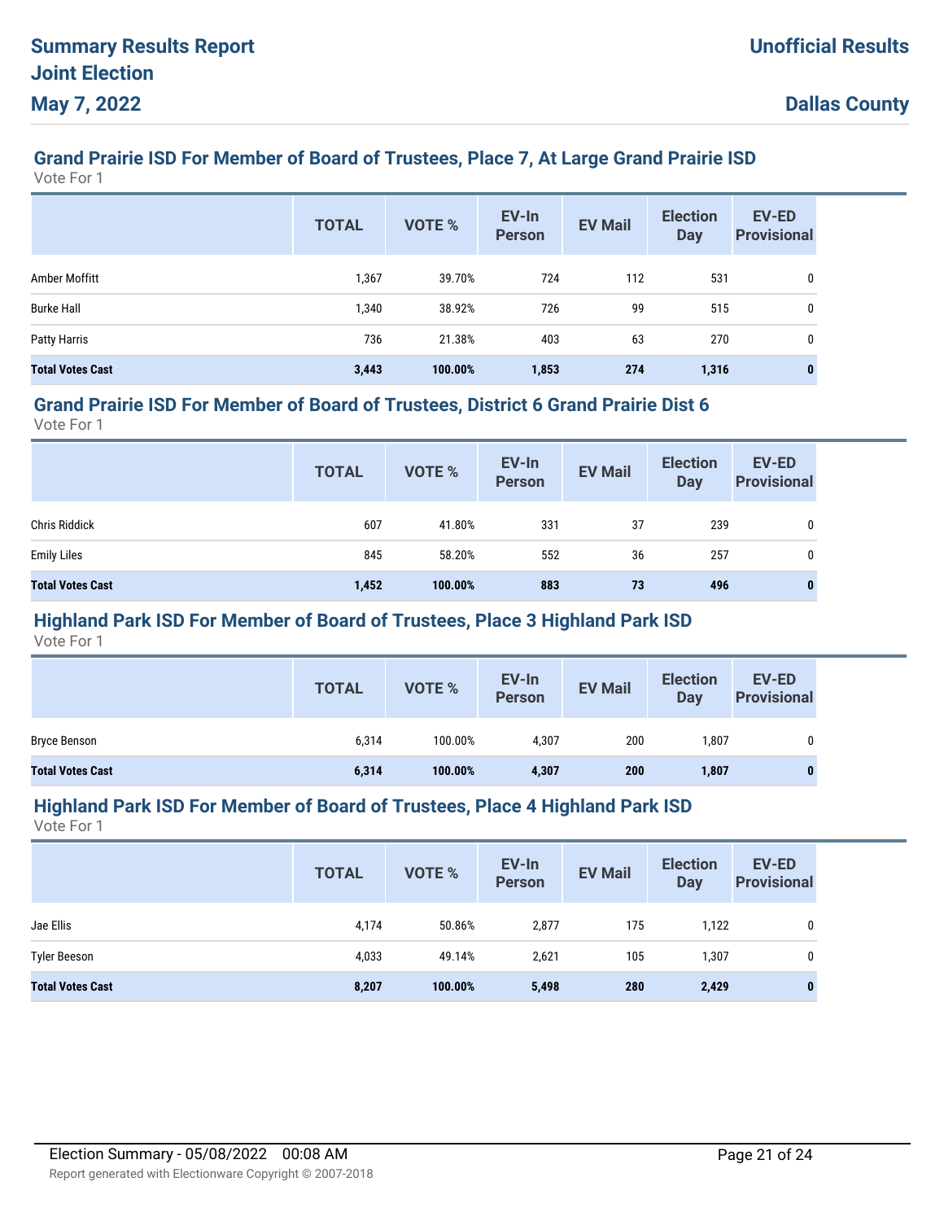# Summary Results Report

## Joint Election

## May 7, 2022

**Unofficial Results**

**Dallas County**

### Grand Prairie ISD For Member of Board of Trustees, Place 7, At Large Grand Prairie ISD

Vote For 1

| | TOTAL | VOTE % | EV-In Person | EV Mail | Election Day | EV-ED Provisional |
|---|---|---|---|---|---|---|
| Amber Moffitt | 1,367 | 39.70% | 724 | 112 | 531 | 0 |
| Burke Hall | 1,340 | 38.92% | 726 | 99 | 515 | 0 |
| Patty Harris | 736 | 21.38% | 403 | 63 | 270 | 0 |
| **Total Votes Cast** | **3,443** | **100.00%** | **1,853** | **274** | **1,316** | **0** |

### Grand Prairie ISD For Member of Board of Trustees, District 6 Grand Prairie Dist 6

Vote For 1

| | TOTAL | VOTE % | EV-In Person | EV Mail | Election Day | EV-ED Provisional |
|---|---|---|---|---|---|---|
| Chris Riddick | 607 | 41.80% | 331 | 37 | 239 | 0 |
| Emily Liles | 845 | 58.20% | 552 | 36 | 257 | 0 |
| **Total Votes Cast** | **1,452** | **100.00%** | **883** | **73** | **496** | **0** |

### Highland Park ISD For Member of Board of Trustees, Place 3 Highland Park ISD

Vote For 1

| | TOTAL | VOTE % | EV-In Person | EV Mail | Election Day | EV-ED Provisional |
|---|---|---|---|---|---|---|
| Bryce Benson | 6,314 | 100.00% | 4,307 | 200 | 1,807 | 0 |
| **Total Votes Cast** | **6,314** | **100.00%** | **4,307** | **200** | **1,807** | **0** |

### Highland Park ISD For Member of Board of Trustees, Place 4 Highland Park ISD

Vote For 1

| | TOTAL | VOTE % | EV-In Person | EV Mail | Election Day | EV-ED Provisional |
|---|---|---|---|---|---|---|
| Jae Ellis | 4,174 | 50.86% | 2,877 | 175 | 1,122 | 0 |
| Tyler Beeson | 4,033 | 49.14% | 2,621 | 105 | 1,307 | 0 |
| **Total Votes Cast** | **8,207** | **100.00%** | **5,498** | **280** | **2,429** | **0** |

Election Summary - 05/08/2022 00:08 AM

Report generated with Electionware Copyright © 2007-2018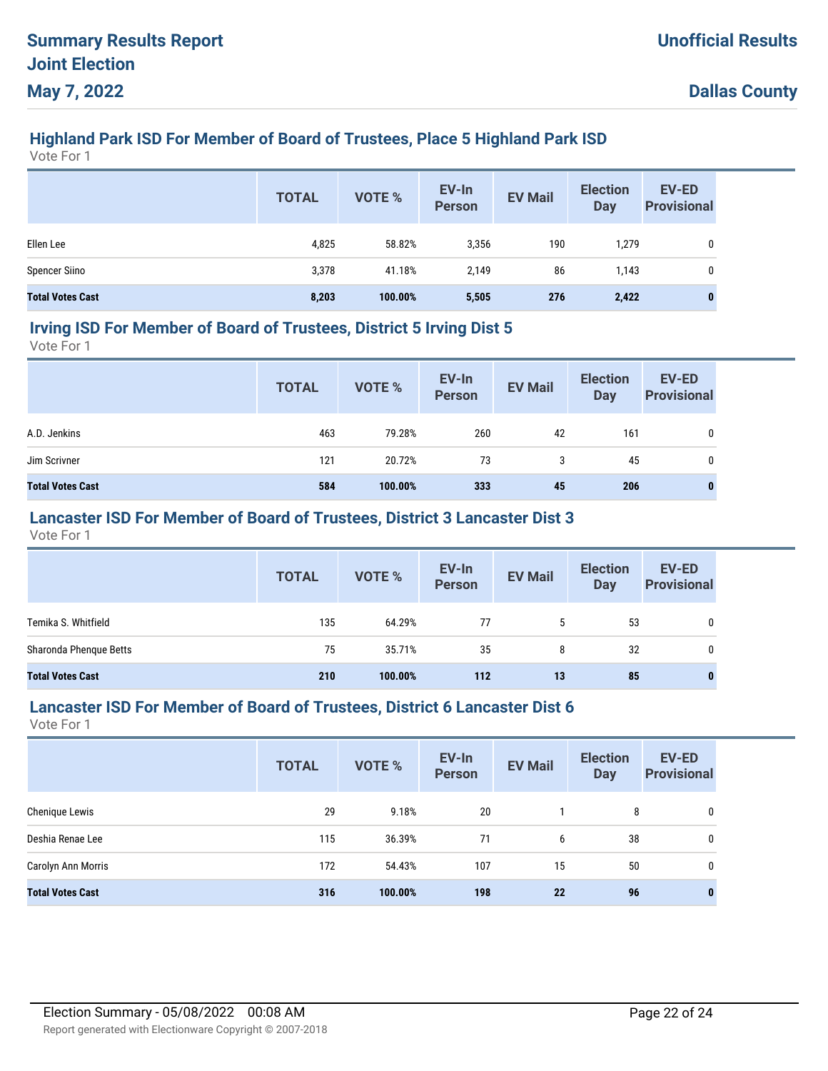## Highland Park ISD For Member of Board of Trustees, Place 5 Highland Park ISD

Vote For 1

| | TOTAL | VOTE % | EV-In Person | EV Mail | Election Day | EV-ED Provisional |
|---|---|---|---|---|---|---|
| Ellen Lee | 4,825 | 58.82% | 3,356 | 190 | 1,279 | 0 |
| Spencer Siino | 3,378 | 41.18% | 2,149 | 86 | 1,143 | 0 |
| **Total Votes Cast** | **8,203** | **100.00%** | **5,505** | **276** | **2,422** | **0** |

## Irving ISD For Member of Board of Trustees, District 5 Irving Dist 5

Vote For 1

| | TOTAL | VOTE % | EV-In Person | EV Mail | Election Day | EV-ED Provisional |
|---|---|---|---|---|---|---|
| A.D. Jenkins | 463 | 79.28% | 260 | 42 | 161 | 0 |
| Jim Scrivner | 121 | 20.72% | 73 | 3 | 45 | 0 |
| **Total Votes Cast** | **584** | **100.00%** | **333** | **45** | **206** | **0** |

## Lancaster ISD For Member of Board of Trustees, District 3 Lancaster Dist 3

Vote For 1

| | TOTAL | VOTE % | EV-In Person | EV Mail | Election Day | EV-ED Provisional |
|---|---|---|---|---|---|---|
| Temika S. Whitfield | 135 | 64.29% | 77 | 5 | 53 | 0 |
| Sharonda Phenque Betts | 75 | 35.71% | 35 | 8 | 32 | 0 |
| **Total Votes Cast** | **210** | **100.00%** | **112** | **13** | **85** | **0** |

## Lancaster ISD For Member of Board of Trustees, District 6 Lancaster Dist 6

Vote For 1

| | TOTAL | VOTE % | EV-In Person | EV Mail | Election Day | EV-ED Provisional |
|---|---|---|---|---|---|---|
| Chenique Lewis | 29 | 9.18% | 20 | 1 | 8 | 0 |
| Deshia Renae Lee | 115 | 36.39% | 71 | 6 | 38 | 0 |
| Carolyn Ann Morris | 172 | 54.43% | 107 | 15 | 50 | 0 |
| **Total Votes Cast** | **316** | **100.00%** | **198** | **22** | **96** | **0** |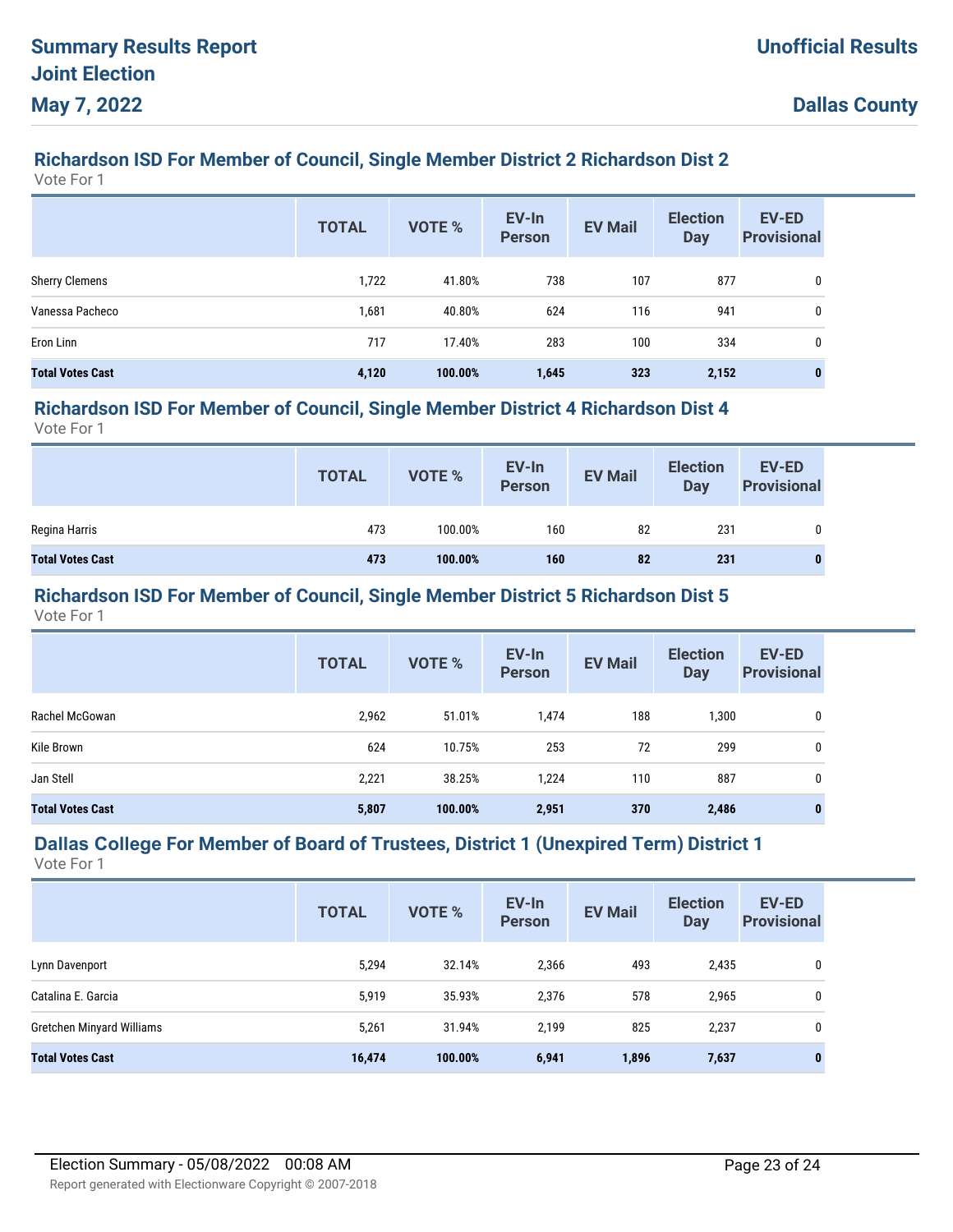## Richardson ISD For Member of Council, Single Member District 2 Richardson Dist 2

Vote For 1

| | TOTAL | VOTE % | EV-In Person | EV Mail | Election Day | EV-ED Provisional |
|---|---|---|---|---|---|---|
| Sherry Clemens | 1,722 | 41.80% | 738 | 107 | 877 | 0 |
| Vanessa Pacheco | 1,681 | 40.80% | 624 | 116 | 941 | 0 |
| Eron Linn | 717 | 17.40% | 283 | 100 | 334 | 0 |
| **Total Votes Cast** | **4,120** | **100.00%** | **1,645** | **323** | **2,152** | **0** |

## Richardson ISD For Member of Council, Single Member District 4 Richardson Dist 4

Vote For 1

| | TOTAL | VOTE % | EV-In Person | EV Mail | Election Day | EV-ED Provisional |
|---|---|---|---|---|---|---|
| Regina Harris | 473 | 100.00% | 160 | 82 | 231 | 0 |
| **Total Votes Cast** | **473** | **100.00%** | **160** | **82** | **231** | **0** |

## Richardson ISD For Member of Council, Single Member District 5 Richardson Dist 5

Vote For 1

| | TOTAL | VOTE % | EV-In Person | EV Mail | Election Day | EV-ED Provisional |
|---|---|---|---|---|---|---|
| Rachel McGowan | 2,962 | 51.01% | 1,474 | 188 | 1,300 | 0 |
| Kile Brown | 624 | 10.75% | 253 | 72 | 299 | 0 |
| Jan Stell | 2,221 | 38.25% | 1,224 | 110 | 887 | 0 |
| **Total Votes Cast** | **5,807** | **100.00%** | **2,951** | **370** | **2,486** | **0** |

## Dallas College For Member of Board of Trustees, District 1 (Unexpired Term) District 1

Vote For 1

| | TOTAL | VOTE % | EV-In Person | EV Mail | Election Day | EV-ED Provisional |
|---|---|---|---|---|---|---|
| Lynn Davenport | 5,294 | 32.14% | 2,366 | 493 | 2,435 | 0 |
| Catalina E. Garcia | 5,919 | 35.93% | 2,376 | 578 | 2,965 | 0 |
| Gretchen Minyard Williams | 5,261 | 31.94% | 2,199 | 825 | 2,237 | 0 |
| **Total Votes Cast** | **16,474** | **100.00%** | **6,941** | **1,896** | **7,637** | **0** |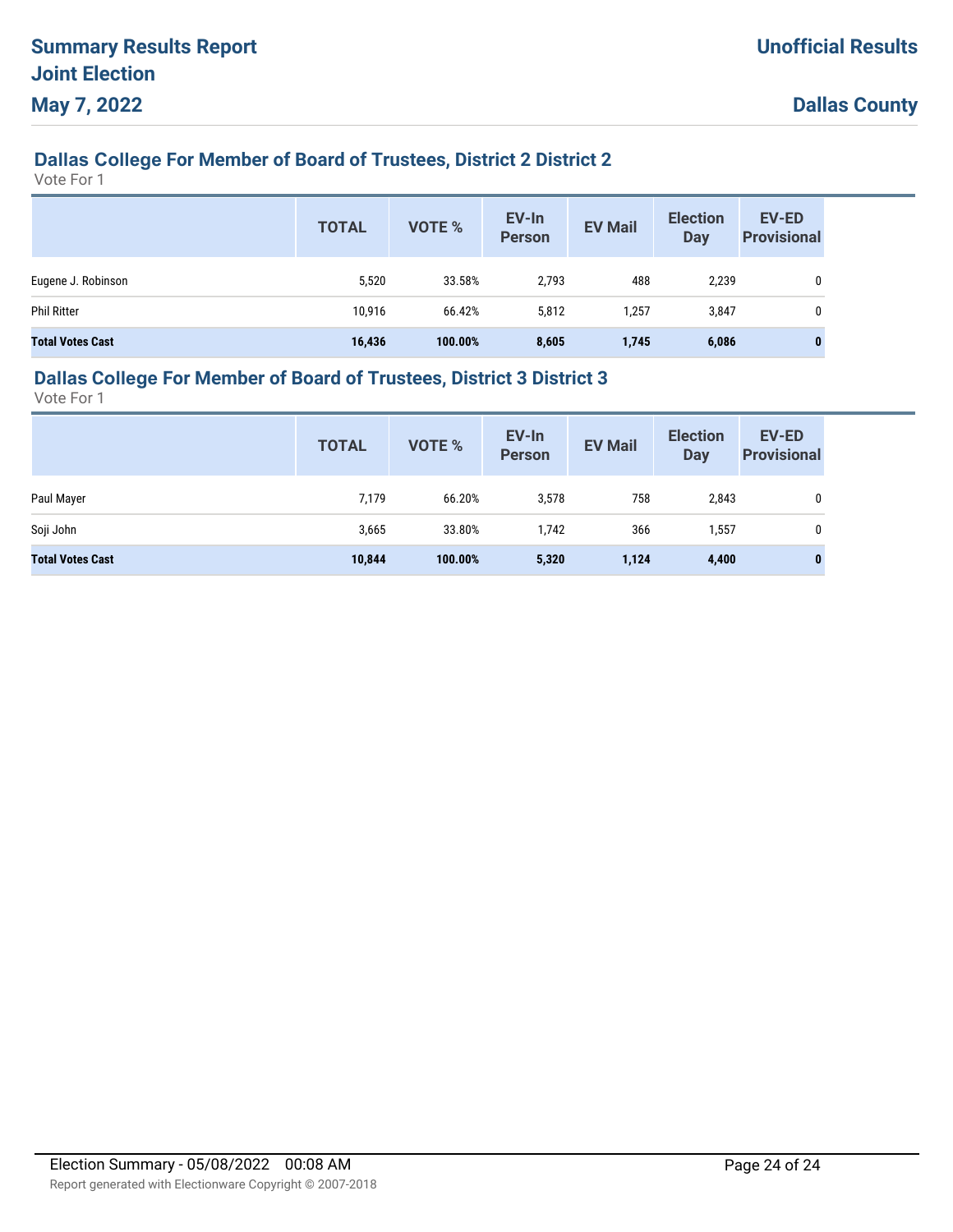## Dallas College For Member of Board of Trustees, District 2 District 2

Vote For 1

| | TOTAL | VOTE % | EV-In Person | EV Mail | Election Day | EV-ED Provisional |
|---|---|---|---|---|---|---|
| Eugene J. Robinson | 5,520 | 33.58% | 2,793 | 488 | 2,239 | 0 |
| Phil Ritter | 10,916 | 66.42% | 5,812 | 1,257 | 3,847 | 0 |
| **Total Votes Cast** | **16,436** | **100.00%** | **8,605** | **1,745** | **6,086** | **0** |

## Dallas College For Member of Board of Trustees, District 3 District 3

Vote For 1

| | TOTAL | VOTE % | EV-In Person | EV Mail | Election Day | EV-ED Provisional |
|---|---|---|---|---|---|---|
| Paul Mayer | 7,179 | 66.20% | 3,578 | 758 | 2,843 | 0 |
| Soji John | 3,665 | 33.80% | 1,742 | 366 | 1,557 | 0 |
| **Total Votes Cast** | **10,844** | **100.00%** | **5,320** | **1,124** | **4,400** | **0** |